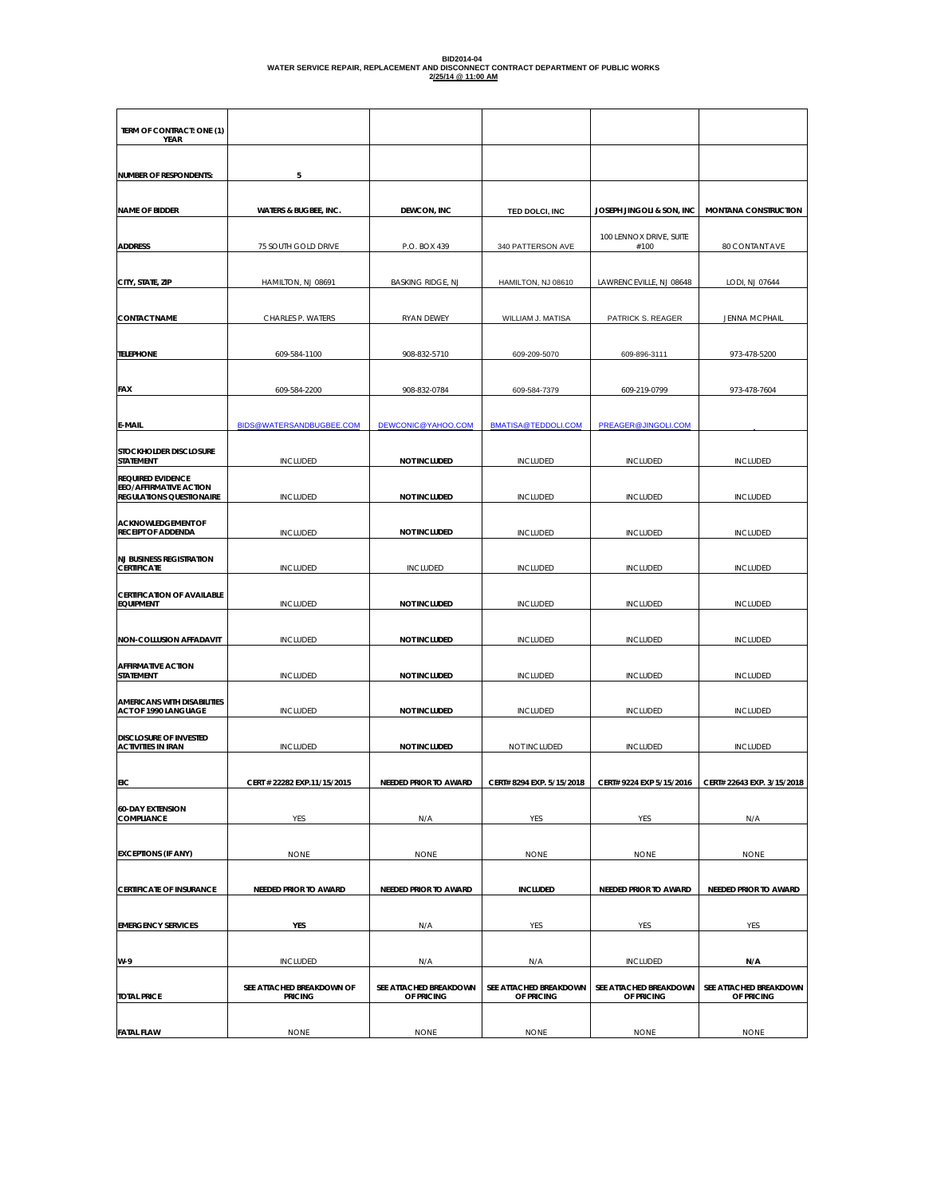**BID2014-04**
**WATER SERVICE REPAIR, REPLACEMENT AND DISCONNECT CONTRACT DEPARTMENT OF PUBLIC WORKS**
**2/25/14 @ 11:00 AM**

| TERM OF CONTRACT: ONE (1) YEAR | | | | | |
|---|---|---|---|---|---|
| NUMBER OF RESPONDENTS: | 5 | | | | |
| NAME OF BIDDER | WATERS & BUGBEE, INC. | DEWCON, INC | TED DOLCI, INC | JOSEPH JINGOLI & SON, INC | MONTANA CONSTRUCTION |
| ADDRESS | 75 SOUTH GOLD DRIVE | P.O. BOX 439 | 340 PATTERSON AVE | 100 LENNOX DRIVE, SUITE #100 | 80 CONTANT AVE |
| CITY, STATE, ZIP | HAMILTON, NJ 08691 | BASKING RIDGE, NJ | HAMILTON, NJ 08610 | LAWRENCEVILLE, NJ 08648 | LODI, NJ 07644 |
| CONTACT NAME | CHARLES P. WATERS | RYAN DEWEY | WILLIAM J. MATISA | PATRICK S. REAGER | JENNA MCPHAIL |
| TELEPHONE | 609-584-1100 | 908-832-5710 | 609-209-5070 | 609-896-3111 | 973-478-5200 |
| FAX | 609-584-2200 | 908-832-0784 | 609-584-7379 | 609-219-0799 | 973-478-7604 |
| E-MAIL | BIDS@WATERSANDBUGBEE.COM | DEWCONIC@YAHOO.COM | BMATISA@TEDDOLI.COM | PREAGER@JINGOLI.COM | |
| STOCKHOLDER DISCLOSURE STATEMENT | INCLUDED | NOT INCLUDED | INCLUDED | INCLUDED | INCLUDED |
| REQUIRED EVIDENCE EEO/AFFIRMATIVE ACTION REGULATIONS QUESTIONAIRE | INCLUDED | NOT INCLUDED | INCLUDED | INCLUDED | INCLUDED |
| ACKNOWLEDGEMENT OF RECEIPT OF ADDENDA | INCLUDED | NOT INCLUDED | INCLUDED | INCLUDED | INCLUDED |
| NJ BUSINESS REGISTRATION CERTIFICATE | INCLUDED | INCLUDED | INCLUDED | INCLUDED | INCLUDED |
| CERTIFICATION OF AVAILABLE EQUIPMENT | INCLUDED | NOT INCLUDED | INCLUDED | INCLUDED | INCLUDED |
| NON-COLLUSION AFFADAVIT | INCLUDED | NOT INCLUDED | INCLUDED | INCLUDED | INCLUDED |
| AFFIRMATIVE ACTION STATEMENT | INCLUDED | NOT INCLUDED | INCLUDED | INCLUDED | INCLUDED |
| AMERICANS WITH DISABILITIES ACT OF 1990 LANGUAGE | INCLUDED | NOT INCLUDED | INCLUDED | INCLUDED | INCLUDED |
| DISCLOSURE OF INVESTED ACTIVITIES IN IRAN | INCLUDED | NOT INCLUDED | NOT INCLUDED | INCLUDED | INCLUDED |
| EIC | CERT # 22282 EXP.11/15/2015 | NEEDED PRIOR TO AWARD | CERT# 8294 EXP. 5/15/2018 | CERT# 9224 EXP 5/15/2016 | CERT# 22643 EXP. 3/15/2018 |
| 60-DAY EXTENSION COMPLIANCE | YES | N/A | YES | YES | N/A |
| EXCEPTIONS (IF ANY) | NONE | NONE | NONE | NONE | NONE |
| CERTIFICATE OF INSURANCE | NEEDED PRIOR TO AWARD | NEEDED PRIOR TO AWARD | INCLUDED | NEEDED PRIOR TO AWARD | NEEDED PRIOR TO AWARD |
| EMERGENCY SERVICES | YES | N/A | YES | YES | YES |
| W-9 | INCLUDED | N/A | N/A | INCLUDED | N/A |
| TOTAL PRICE | SEE ATTACHED BREAKDOWN OF PRICING | SEE ATTACHED BREAKDOWN OF PRICING | SEE ATTACHED BREAKDOWN OF PRICING | SEE ATTACHED BREAKDOWN OF PRICING | SEE ATTACHED BREAKDOWN OF PRICING |
| FATAL FLAW | NONE | NONE | NONE | NONE | NONE |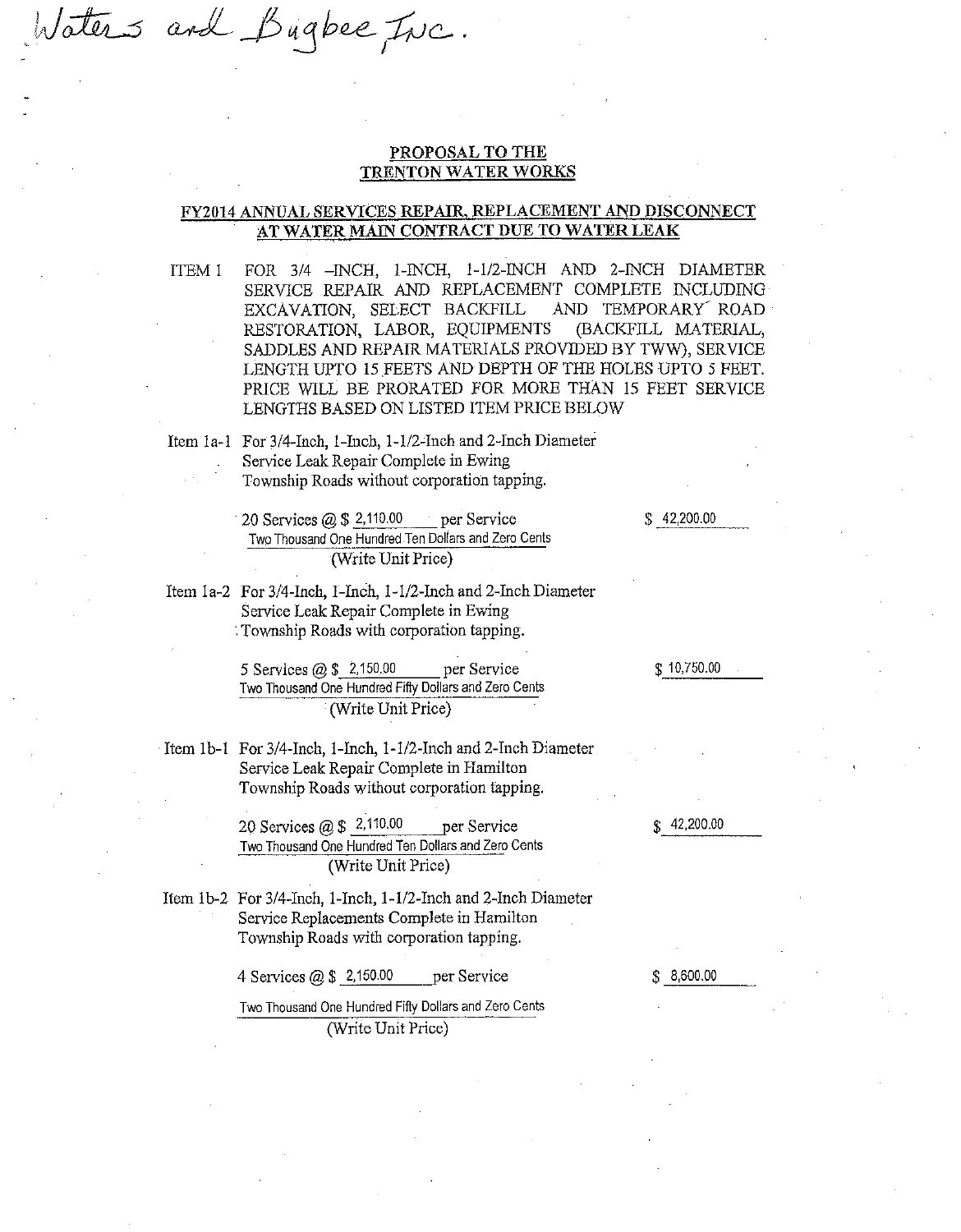Waters and Bugbee Inc.

**PROPOSAL TO THE**
**TRENTON WATER WORKS**

**FY2014 ANNUAL SERVICES REPAIR, REPLACEMENT AND DISCONNECT AT WATER MAIN CONTRACT DUE TO WATER LEAK**

ITEM 1 FOR 3/4 –INCH, 1-INCH, 1-1/2-INCH AND 2-INCH DIAMETER SERVICE REPAIR AND REPLACEMENT COMPLETE INCLUDING EXCAVATION, SELECT BACKFILL AND TEMPORARY ROAD RESTORATION, LABOR, EQUIPMENTS (BACKFILL MATERIAL, SADDLES AND REPAIR MATERIALS PROVIDED BY TWW), SERVICE LENGTH UPTO 15 FEETS AND DEPTH OF THE HOLES UPTO 5 FEET. PRICE WILL BE PRORATED FOR MORE THAN 15 FEET SERVICE LENGTHS BASED ON LISTED ITEM PRICE BELOW

Item 1a-1 For 3/4-Inch, 1-Inch, 1-1/2-Inch and 2-Inch Diameter Service Leak Repair Complete in Ewing Township Roads without corporation tapping.

20 Services @ $ 2,110.00 per Service — $ 42,200.00
Two Thousand One Hundred Ten Dollars and Zero Cents
(Write Unit Price)

Item 1a-2 For 3/4-Inch, 1-Inch, 1-1/2-Inch and 2-Inch Diameter Service Leak Repair Complete in Ewing Township Roads with corporation tapping.

5 Services @ $ 2,150.00 per Service — $ 10,750.00
Two Thousand One Hundred Fifty Dollars and Zero Cents
(Write Unit Price)

Item 1b-1 For 3/4-Inch, 1-Inch, 1-1/2-Inch and 2-Inch Diameter Service Leak Repair Complete in Hamilton Township Roads without corporation tapping.

20 Services @ $ 2,110.00 per Service — $ 42,200.00
Two Thousand One Hundred Ten Dollars and Zero Cents
(Write Unit Price)

Item 1b-2 For 3/4-Inch, 1-Inch, 1-1/2-Inch and 2-Inch Diameter Service Replacements Complete in Hamilton Township Roads with corporation tapping.

4 Services @ $ 2,150.00 per Service — $ 8,600.00
Two Thousand One Hundred Fifty Dollars and Zero Cents
(Write Unit Price)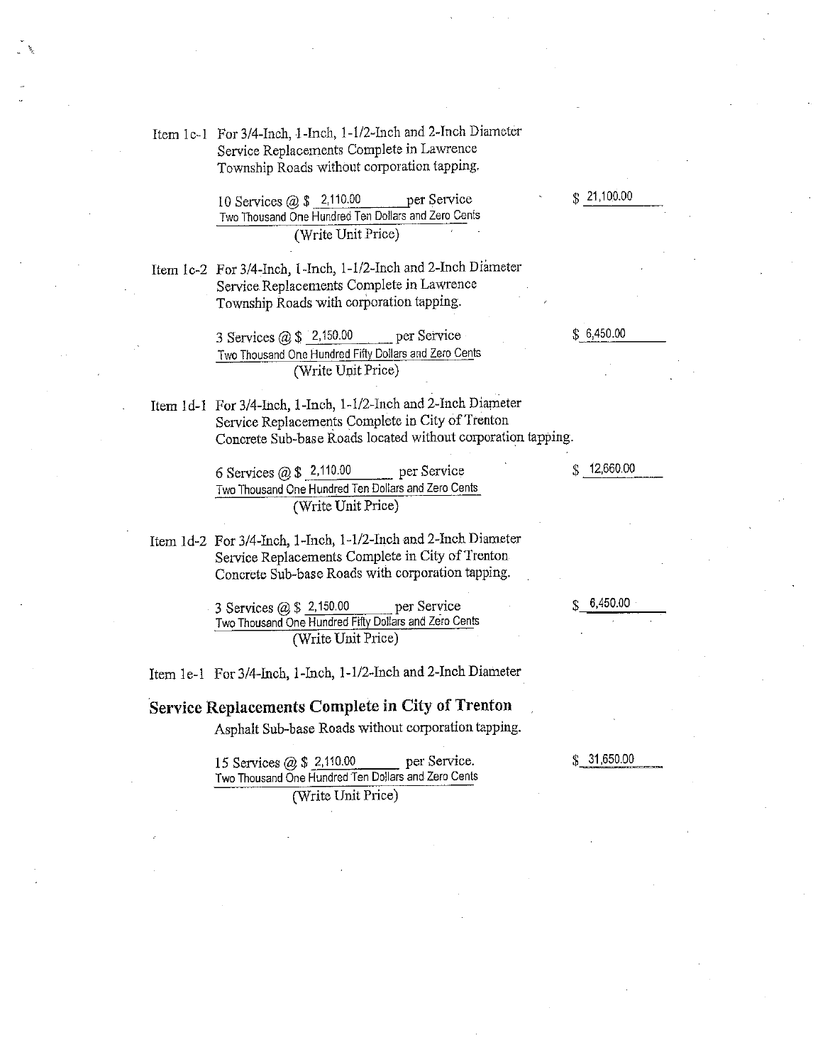Item 1c-1 For 3/4-Inch, 1-Inch, 1-1/2-Inch and 2-Inch Diameter Service Replacements Complete in Lawrence Township Roads without corporation tapping.

10 Services @ $ 2,110.00 per Service — $ 21,100.00

Two Thousand One Hundred Ten Dollars and Zero Cents
(Write Unit Price)

Item 1c-2 For 3/4-Inch, 1-Inch, 1-1/2-Inch and 2-Inch Diameter Service Replacements Complete in Lawrence Township Roads with corporation tapping.

3 Services @ $ 2,150.00 per Service — $ 6,450.00

Two Thousand One Hundred Fifty Dollars and Zero Cents
(Write Unit Price)

Item 1d-1 For 3/4-Inch, 1-Inch, 1-1/2-Inch and 2-Inch Diameter Service Replacements Complete in City of Trenton Concrete Sub-base Roads located without corporation tapping.

6 Services @ $ 2,110.00 per Service — $ 12,660.00

Two Thousand One Hundred Ten Dollars and Zero Cents
(Write Unit Price)

Item 1d-2 For 3/4-Inch, 1-Inch, 1-1/2-Inch and 2-Inch Diameter Service Replacements Complete in City of Trenton Concrete Sub-base Roads with corporation tapping.

3 Services @ $ 2,150.00 per Service — $ 6,450.00

Two Thousand One Hundred Fifty Dollars and Zero Cents
(Write Unit Price)

Item 1e-1 For 3/4-Inch, 1-Inch, 1-1/2-Inch and 2-Inch Diameter

**Service Replacements Complete in City of Trenton**
Asphalt Sub-base Roads without corporation tapping.

15 Services @ $ 2,110.00 per Service. — $ 31,650.00

Two Thousand One Hundred Ten Dollars and Zero Cents
(Write Unit Price)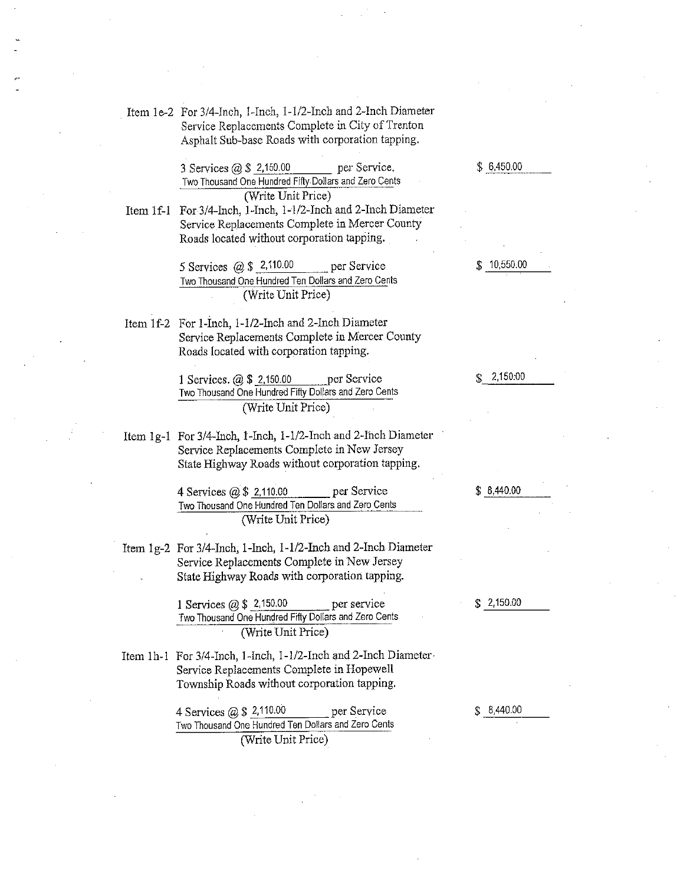Item 1e-2 For 3/4-Inch, 1-Inch, 1-1/2-Inch and 2-Inch Diameter Service Replacements Complete in City of Trenton Asphalt Sub-base Roads with corporation tapping.

3 Services @ $ 2,150.00 per Service. — $ 6,450.00

Two Thousand One Hundred Fifty Dollars and Zero Cents
(Write Unit Price)

Item 1f-1 For 3/4-Inch, 1-Inch, 1-1/2-Inch and 2-Inch Diameter Service Replacements Complete in Mercer County Roads located without corporation tapping.

5 Services @ $ 2,110.00 per Service — $ 10,550.00

Two Thousand One Hundred Ten Dollars and Zero Cents
(Write Unit Price)

Item 1f-2 For 1-Inch, 1-1/2-Inch and 2-Inch Diameter Service Replacements Complete in Mercer County Roads located with corporation tapping.

1 Services. @ $ 2,150.00 per Service — $ 2,150.00

Two Thousand One Hundred Fifty Dollars and Zero Cents
(Write Unit Price)

Item 1g-1 For 3/4-Inch, 1-Inch, 1-1/2-Inch and 2-Inch Diameter Service Replacements Complete in New Jersey State Highway Roads without corporation tapping.

4 Services @ $ 2,110.00 per Service — $ 8,440.00

Two Thousand One Hundred Ten Dollars and Zero Cents
(Write Unit Price)

Item 1g-2 For 3/4-Inch, 1-Inch, 1-1/2-Inch and 2-Inch Diameter Service Replacements Complete in New Jersey State Highway Roads with corporation tapping.

1 Services @ $ 2,150.00 per service — $ 2,150.00

Two Thousand One Hundred Fifty Dollars and Zero Cents
(Write Unit Price)

Item 1h-1 For 3/4-Inch, 1-Inch, 1-1/2-Inch and 2-Inch Diameter Service Replacements Complete in Hopewell Township Roads without corporation tapping.

4 Services @ $ 2,110.00 per Service — $ 8,440.00

Two Thousand One Hundred Ten Dollars and Zero Cents
(Write Unit Price)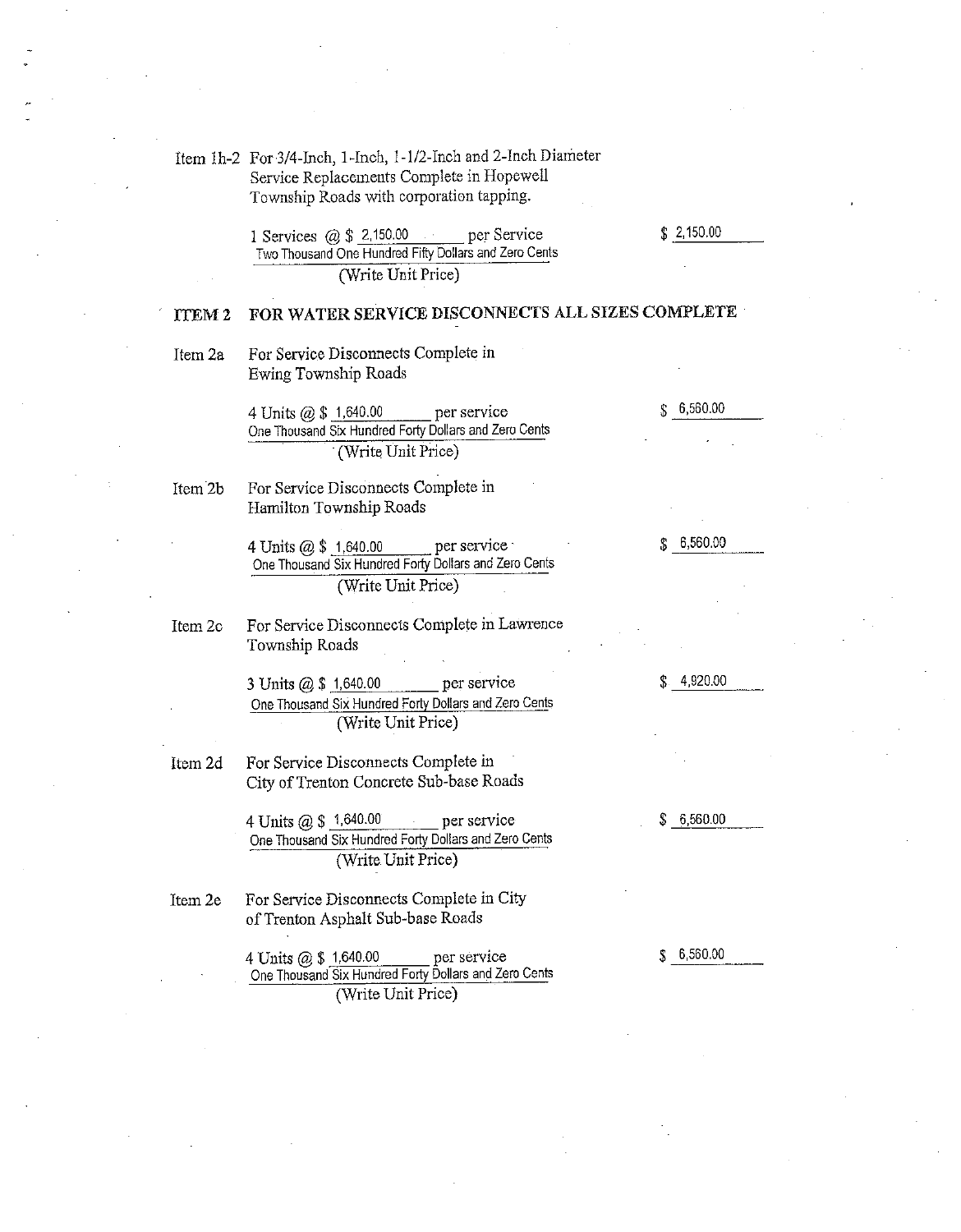Item 1h-2 For 3/4-Inch, 1-Inch, 1-1/2-Inch and 2-Inch Diameter Service Replacements Complete in Hopewell Township Roads with corporation tapping.

1 Services @ $ 2,150.00 per Service — $ 2,150.00
Two Thousand One Hundred Fifty Dollars and Zero Cents
(Write Unit Price)

## ITEM 2 FOR WATER SERVICE DISCONNECTS ALL SIZES COMPLETE

Item 2a For Service Disconnects Complete in Ewing Township Roads

4 Units @ $ 1,640.00 per service — $ 6,560.00
One Thousand Six Hundred Forty Dollars and Zero Cents
(Write Unit Price)

Item 2b For Service Disconnects Complete in Hamilton Township Roads

4 Units @ $ 1,640.00 per service — $ 6,560.00
One Thousand Six Hundred Forty Dollars and Zero Cents
(Write Unit Price)

Item 2c For Service Disconnects Complete in Lawrence Township Roads

3 Units @ $ 1,640.00 per service — $ 4,920.00
One Thousand Six Hundred Forty Dollars and Zero Cents
(Write Unit Price)

Item 2d For Service Disconnects Complete in City of Trenton Concrete Sub-base Roads

4 Units @ $ 1,640.00 per service — $ 6,560.00
One Thousand Six Hundred Forty Dollars and Zero Cents
(Write Unit Price)

Item 2e For Service Disconnects Complete in City of Trenton Asphalt Sub-base Roads

4 Units @ $ 1,640.00 per service — $ 6,560.00
One Thousand Six Hundred Forty Dollars and Zero Cents
(Write Unit Price)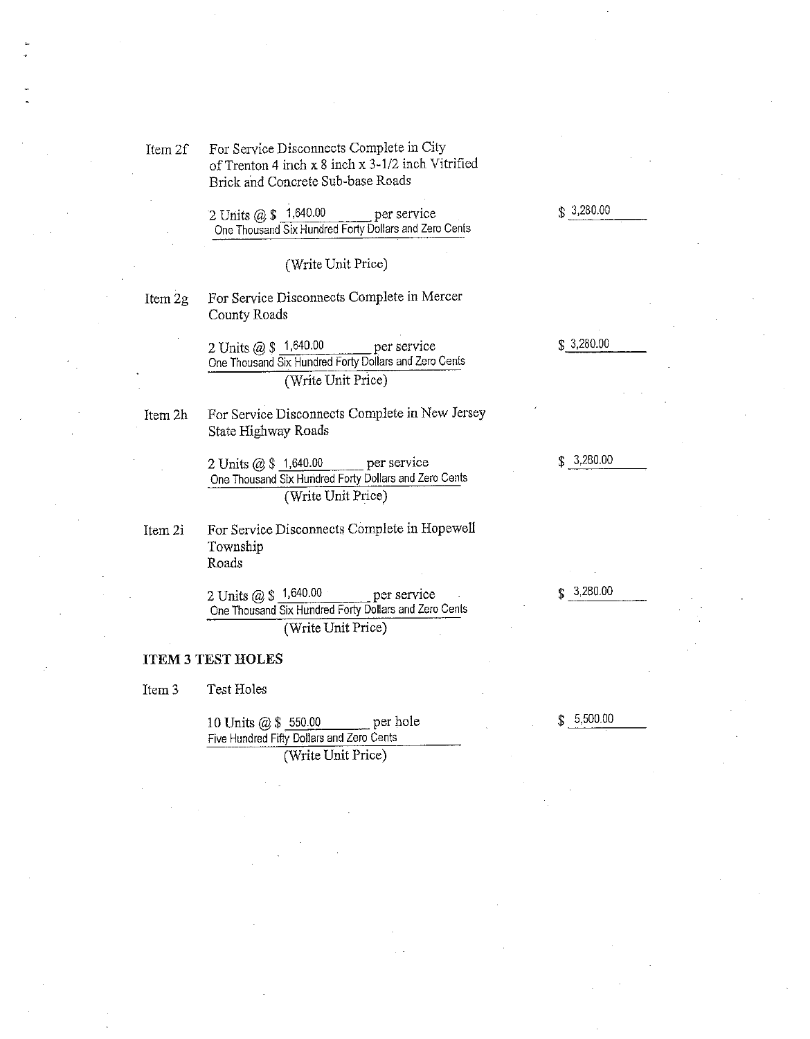Item 2f For Service Disconnects Complete in City of Trenton 4 inch x 8 inch x 3-1/2 inch Vitrified Brick and Concrete Sub-base Roads

2 Units @ $ 1,640.00 per service — $ 3,280.00

One Thousand Six Hundred Forty Dollars and Zero Cents

(Write Unit Price)

Item 2g For Service Disconnects Complete in Mercer County Roads

2 Units @ $ 1,640.00 per service — $ 3,280.00

One Thousand Six Hundred Forty Dollars and Zero Cents

(Write Unit Price)

Item 2h For Service Disconnects Complete in New Jersey State Highway Roads

2 Units @ $ 1,640.00 per service — $ 3,280.00

One Thousand Six Hundred Forty Dollars and Zero Cents

(Write Unit Price)

Item 2i For Service Disconnects Complete in Hopewell Township Roads

2 Units @ $ 1,640.00 per service — $ 3,280.00

One Thousand Six Hundred Forty Dollars and Zero Cents

(Write Unit Price)

**ITEM 3 TEST HOLES**

Item 3 Test Holes

10 Units @ $ 550.00 per hole — $ 5,500.00

Five Hundred Fifty Dollars and Zero Cents

(Write Unit Price)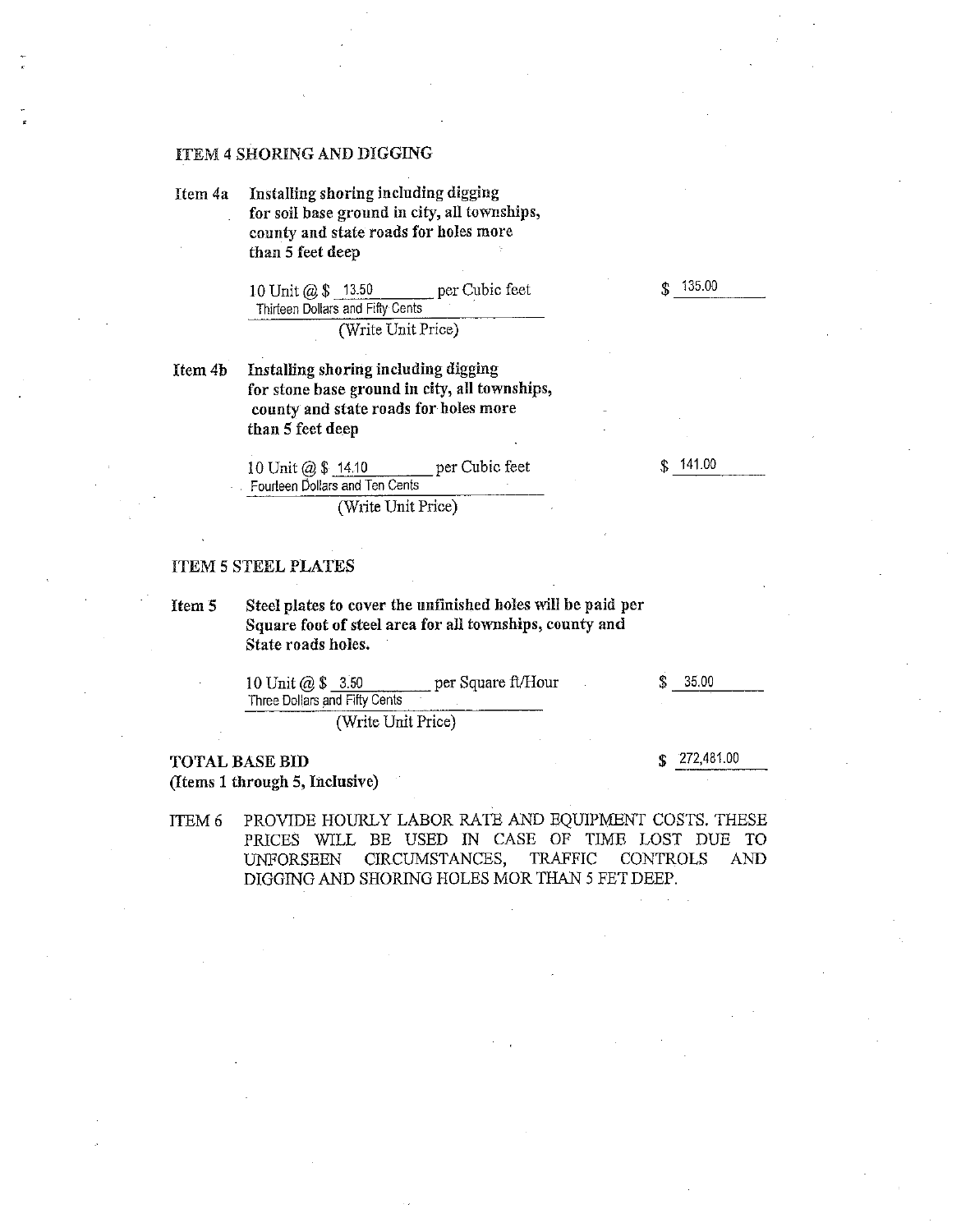### ITEM 4 SHORING AND DIGGING

**Item 4a** **Installing shoring including digging for soil base ground in city, all townships, county and state roads for holes more than 5 feet deep**

10 Unit @ $ 13.50 per Cubic feet — $ 135.00

Thirteen Dollars and Fifty Cents
(Write Unit Price)

**Item 4b** **Installing shoring including digging for stone base ground in city, all townships, county and state roads for holes more than 5 feet deep**

10 Unit @ $ 14.10 per Cubic feet — $ 141.00

Fourteen Dollars and Ten Cents
(Write Unit Price)

### ITEM 5 STEEL PLATES

**Item 5** **Steel plates to cover the unfinished holes will be paid per Square foot of steel area for all townships, county and State roads holes.**

10 Unit @ $ 3.50 per Square ft/Hour — $ 35.00

Three Dollars and Fifty Cents
(Write Unit Price)

**TOTAL BASE BID**
**(Items 1 through 5, Inclusive)** — $ 272,481.00

ITEM 6 PROVIDE HOURLY LABOR RATE AND EQUIPMENT COSTS. THESE PRICES WILL BE USED IN CASE OF TIME LOST DUE TO UNFORSEEN CIRCUMSTANCES, TRAFFIC CONTROLS AND DIGGING AND SHORING HOLES MOR THAN 5 FET DEEP.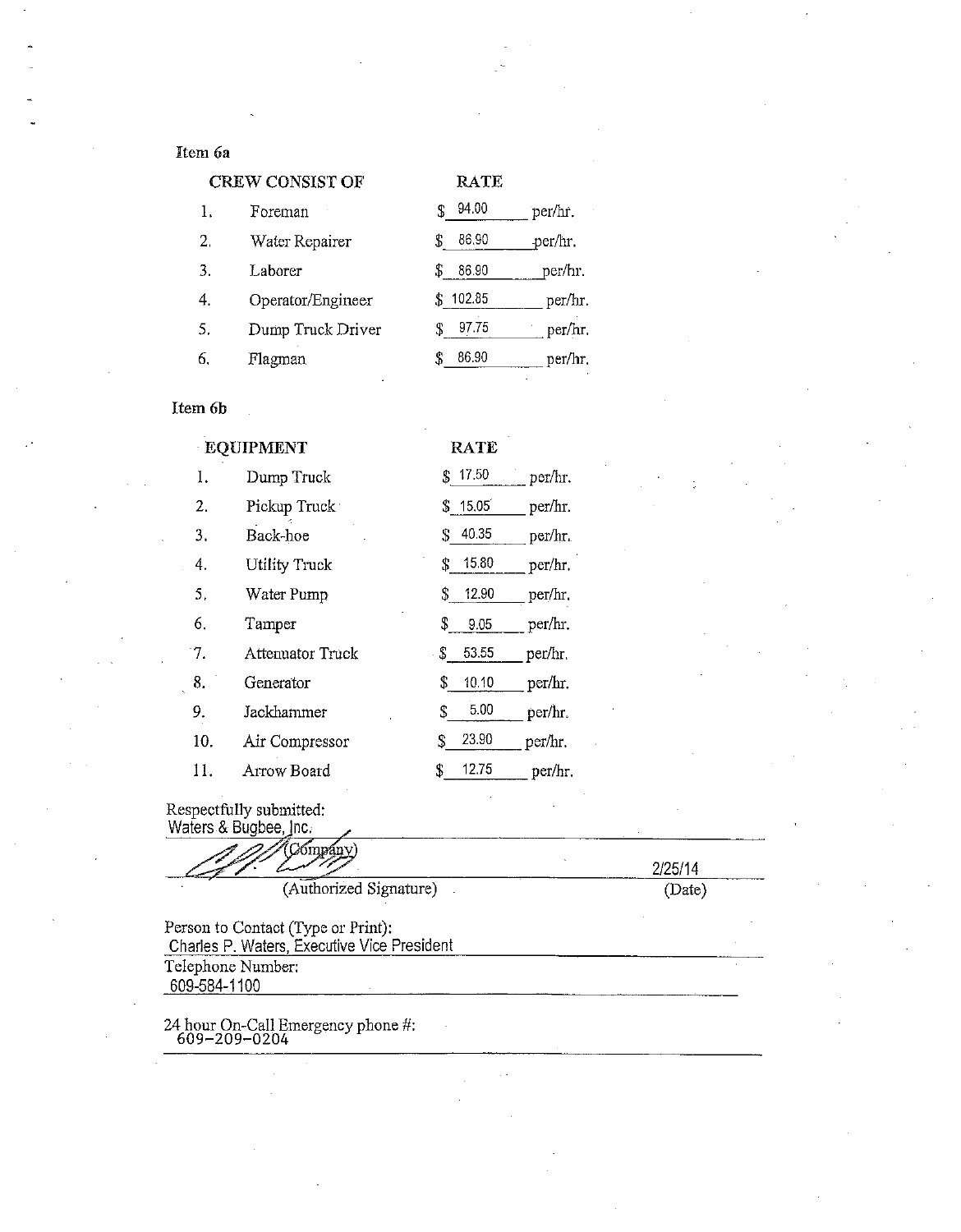Item 6a

| | CREW CONSIST OF | RATE |
|---|---|---|
| 1. | Foreman | $ 94.00 per/hr. |
| 2. | Water Repairer | $ 86.90 per/hr. |
| 3. | Laborer | $ 86.90 per/hr. |
| 4. | Operator/Engineer | $ 102.85 per/hr. |
| 5. | Dump Truck Driver | $ 97.75 per/hr. |
| 6. | Flagman | $ 86.90 per/hr. |

Item 6b

| | EQUIPMENT | RATE |
|---|---|---|
| 1. | Dump Truck | $ 17.50 per/hr. |
| 2. | Pickup Truck | $ 15.05 per/hr. |
| 3. | Back-hoe | $ 40.35 per/hr. |
| 4. | Utility Truck | $ 15.80 per/hr. |
| 5. | Water Pump | $ 12.90 per/hr. |
| 6. | Tamper | $ 9.05 per/hr. |
| 7. | Attenuator Truck | $ 53.55 per/hr. |
| 8. | Generator | $ 10.10 per/hr. |
| 9. | Jackhammer | $ 5.00 per/hr. |
| 10. | Air Compressor | $ 23.90 per/hr. |
| 11. | Arrow Board | $ 12.75 per/hr. |

Respectfully submitted:
Waters & Bugbee, Inc.
(Company)

(Authorized Signature) 2/25/14
(Date)

Person to Contact (Type or Print):
Charles P. Waters, Executive Vice President

Telephone Number:
609-584-1100

24 hour On-Call Emergency phone #:
609-209-0204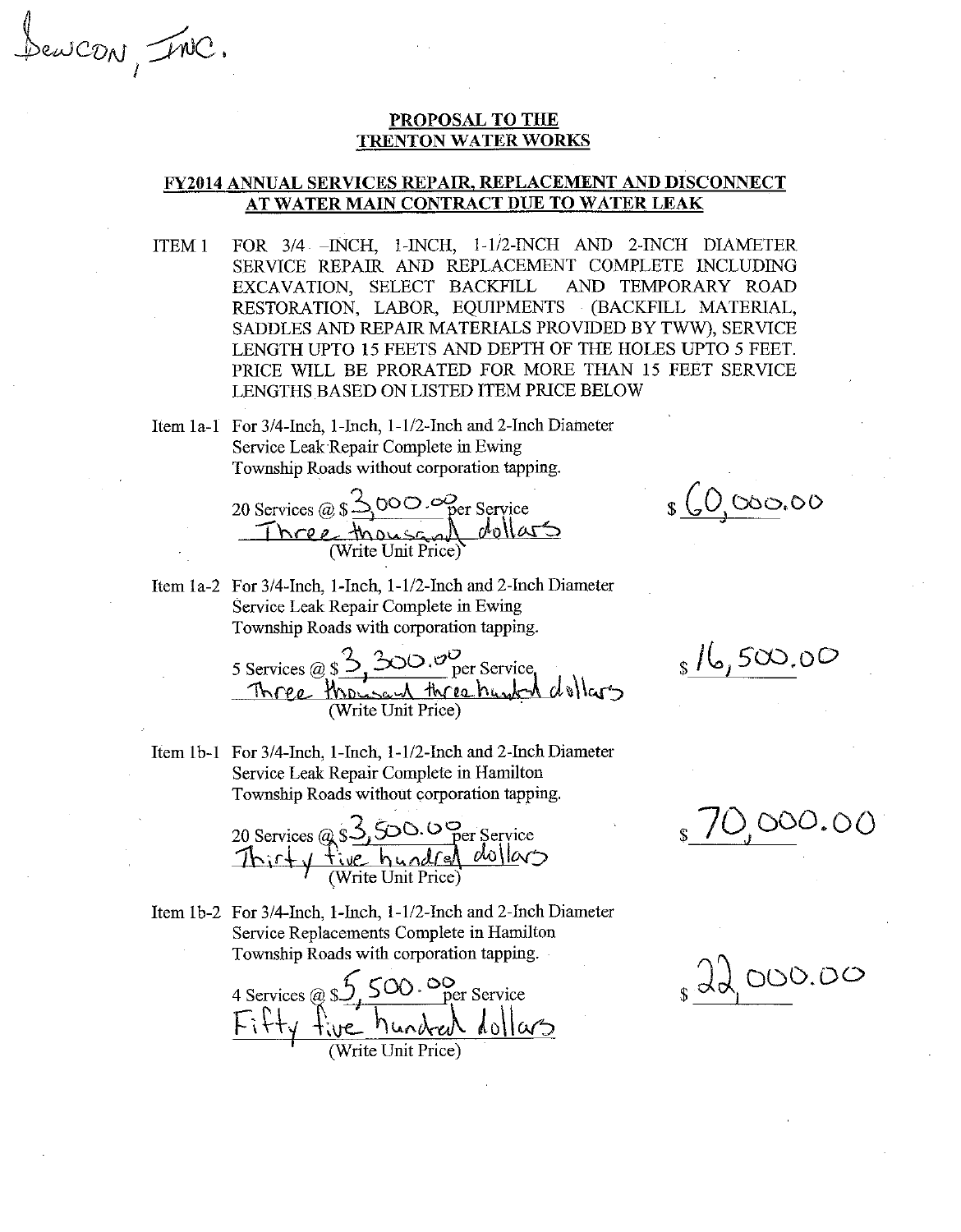DewCON, INC.

**PROPOSAL TO THE**
**TRENTON WATER WORKS**

**FY2014 ANNUAL SERVICES REPAIR, REPLACEMENT AND DISCONNECT AT WATER MAIN CONTRACT DUE TO WATER LEAK**

ITEM 1 FOR 3/4 -INCH, 1-INCH, 1-1/2-INCH AND 2-INCH DIAMETER SERVICE REPAIR AND REPLACEMENT COMPLETE INCLUDING EXCAVATION, SELECT BACKFILL AND TEMPORARY ROAD RESTORATION, LABOR, EQUIPMENTS (BACKFILL MATERIAL, SADDLES AND REPAIR MATERIALS PROVIDED BY TWW), SERVICE LENGTH UPTO 15 FEETS AND DEPTH OF THE HOLES UPTO 5 FEET. PRICE WILL BE PRORATED FOR MORE THAN 15 FEET SERVICE LENGTHS BASED ON LISTED ITEM PRICE BELOW

Item 1a-1 For 3/4-Inch, 1-Inch, 1-1/2-Inch and 2-Inch Diameter Service Leak Repair Complete in Ewing Township Roads without corporation tapping.

20 Services @ $ 3,000.00 per Service
Three thousand dollars
(Write Unit Price)

$ 60,000.00

Item 1a-2 For 3/4-Inch, 1-Inch, 1-1/2-Inch and 2-Inch Diameter Service Leak Repair Complete in Ewing Township Roads with corporation tapping.

5 Services @ $ 3,300.00 per Service
Three thousand three hundred dollars
(Write Unit Price)

$ 16,500.00

Item 1b-1 For 3/4-Inch, 1-Inch, 1-1/2-Inch and 2-Inch Diameter Service Leak Repair Complete in Hamilton Township Roads without corporation tapping.

20 Services @ $ 3,500.00 per Service
Thirty five hundred dollars
(Write Unit Price)

$ 70,000.00

Item 1b-2 For 3/4-Inch, 1-Inch, 1-1/2-Inch and 2-Inch Diameter Service Replacements Complete in Hamilton Township Roads with corporation tapping.

4 Services @ $ 5,500.00 per Service
Fifty five hundred dollars
(Write Unit Price)

$ 22,000.00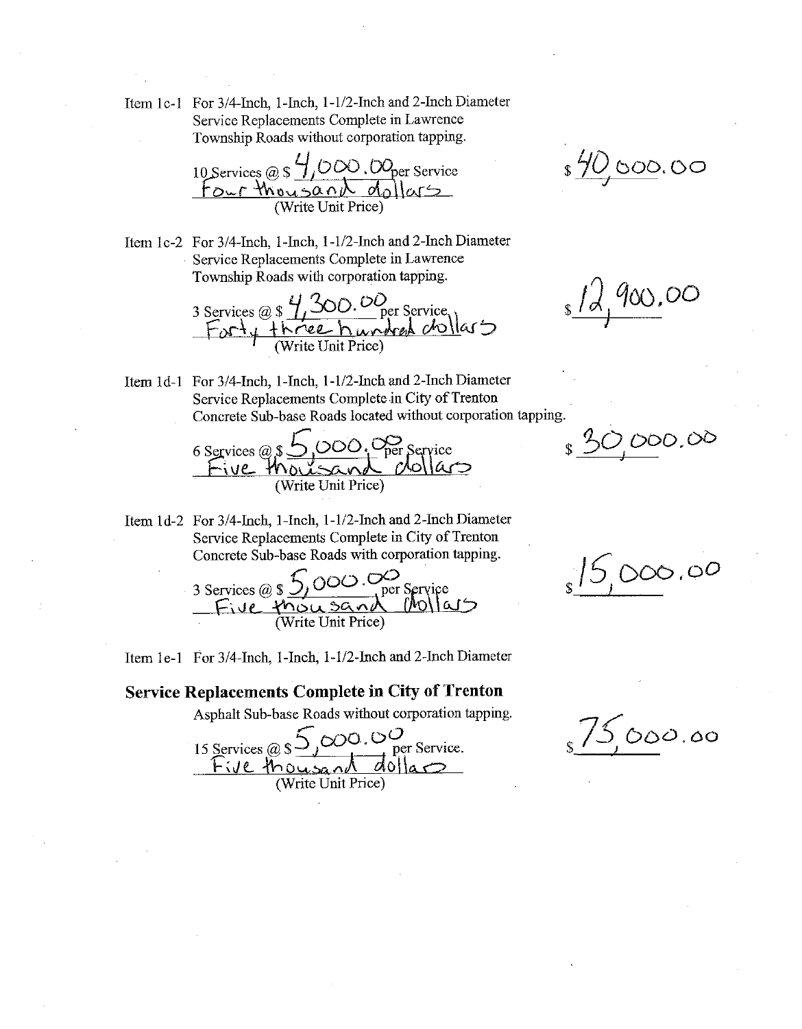Item 1c-1 For 3/4-Inch, 1-Inch, 1-1/2-Inch and 2-Inch Diameter Service Replacements Complete in Lawrence Township Roads without corporation tapping.

10 Services @ $ 4,000.00 per Service
Four thousand dollars
(Write Unit Price)

$ 40,000.00

Item 1c-2 For 3/4-Inch, 1-Inch, 1-1/2-Inch and 2-Inch Diameter Service Replacements Complete in Lawrence Township Roads with corporation tapping.

3 Services @ $ 4,300.00 per Service
Forty three hundred dollars
(Write Unit Price)

$ 12,900.00

Item 1d-1 For 3/4-Inch, 1-Inch, 1-1/2-Inch and 2-Inch Diameter Service Replacements Complete in City of Trenton Concrete Sub-base Roads located without corporation tapping.

6 Services @ $ 5,000.00 per Service
Five thousand dollars
(Write Unit Price)

$ 30,000.00

Item 1d-2 For 3/4-Inch, 1-Inch, 1-1/2-Inch and 2-Inch Diameter Service Replacements Complete in City of Trenton Concrete Sub-base Roads with corporation tapping.

3 Services @ $ 5,000.00 per Service
Five thousand dollars
(Write Unit Price)

$ 15,000.00

Item 1e-1 For 3/4-Inch, 1-Inch, 1-1/2-Inch and 2-Inch Diameter

**Service Replacements Complete in City of Trenton**

Asphalt Sub-base Roads without corporation tapping.

15 Services @ $ 5,000.00 per Service.
Five thousand dollars
(Write Unit Price)

$ 75,000.00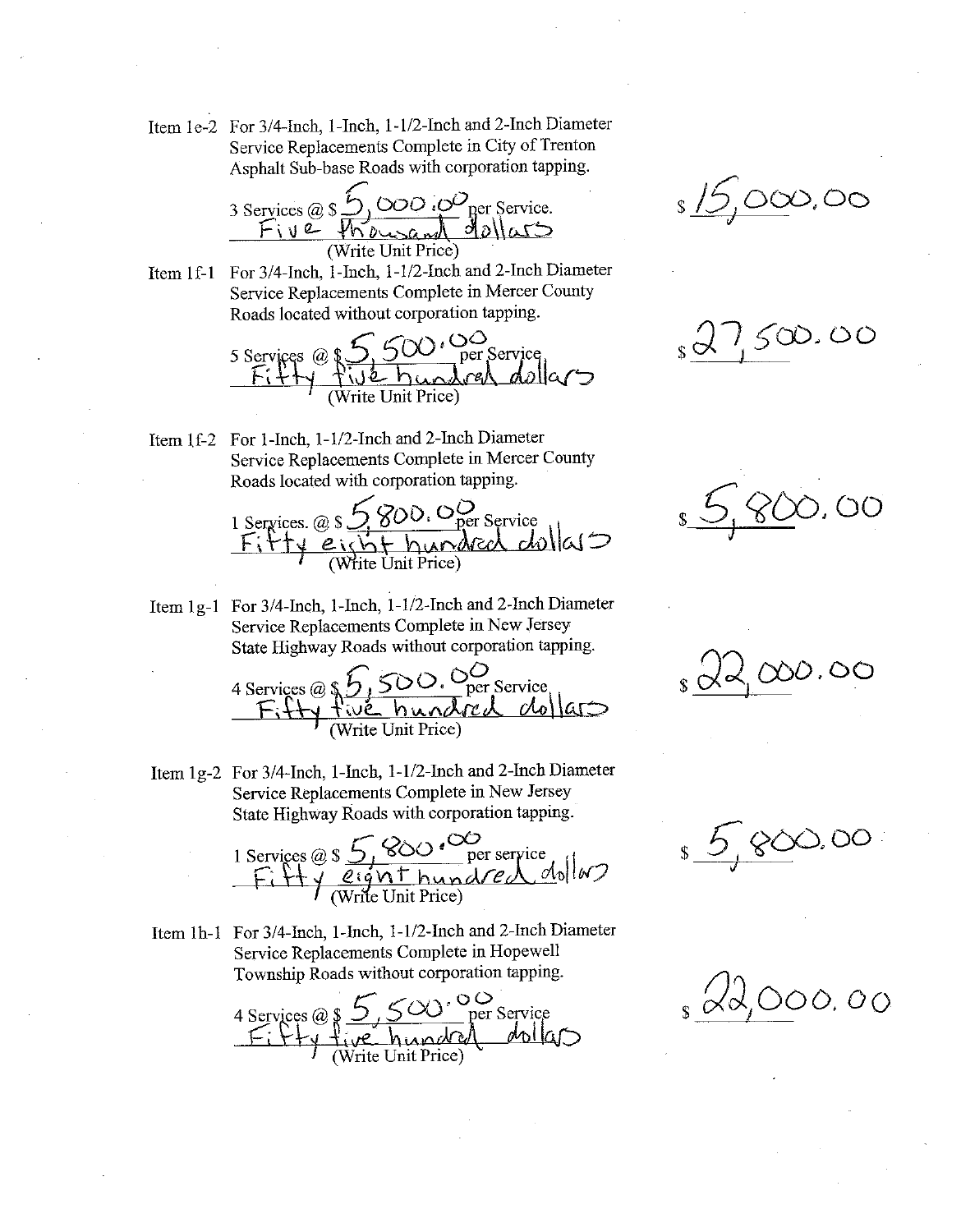Item 1e-2 For 3/4-Inch, 1-Inch, 1-1/2-Inch and 2-Inch Diameter Service Replacements Complete in City of Trenton Asphalt Sub-base Roads with corporation tapping.

3 Services @ $ 5,000.00 per Service.
Five thousand dollars
(Write Unit Price)

$ 15,000.00

Item 1f-1 For 3/4-Inch, 1-Inch, 1-1/2-Inch and 2-Inch Diameter Service Replacements Complete in Mercer County Roads located without corporation tapping.

5 Services @ $ 5,500.00 per Service
Fifty five hundred dollars
(Write Unit Price)

$ 27,500.00

Item 1f-2 For 1-Inch, 1-1/2-Inch and 2-Inch Diameter Service Replacements Complete in Mercer County Roads located with corporation tapping.

1 Services. @ $ 5,800.00 per Service
Fifty eight hundred dollars
(Write Unit Price)

$ 5,800.00

Item 1g-1 For 3/4-Inch, 1-Inch, 1-1/2-Inch and 2-Inch Diameter Service Replacements Complete in New Jersey State Highway Roads without corporation tapping.

4 Services @ $ 5,500.00 per Service
Fifty five hundred dollars
(Write Unit Price)

$ 22,000.00

Item 1g-2 For 3/4-Inch, 1-Inch, 1-1/2-Inch and 2-Inch Diameter Service Replacements Complete in New Jersey State Highway Roads with corporation tapping.

1 Services @ $ 5,800.00 per service
Fifty eight hundred dollars
(Write Unit Price)

$ 5,800.00

Item 1h-1 For 3/4-Inch, 1-Inch, 1-1/2-Inch and 2-Inch Diameter Service Replacements Complete in Hopewell Township Roads without corporation tapping.

4 Services @ $ 5,500.00 per Service
Fifty five hundred dollars
(Write Unit Price)

$ 22,000.00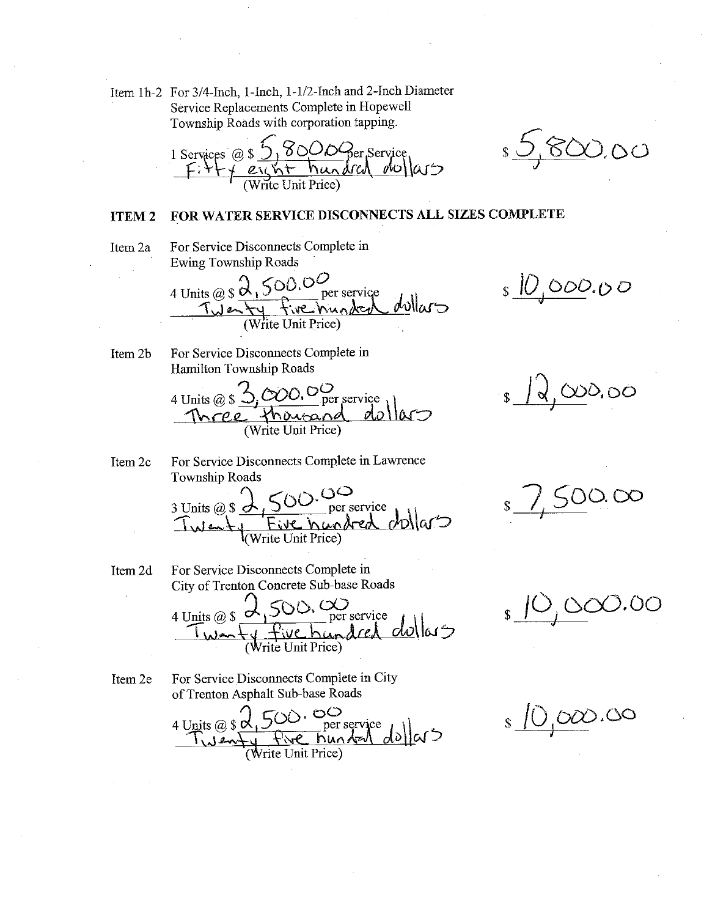Item 1h-2 For 3/4-Inch, 1-Inch, 1-1/2-Inch and 2-Inch Diameter Service Replacements Complete in Hopewell Township Roads with corporation tapping.

1 Services @ $ 5,800.00 per Service — $ 5,800.00

Fifty eight hundred dollars
(Write Unit Price)

## ITEM 2 FOR WATER SERVICE DISCONNECTS ALL SIZES COMPLETE

Item 2a For Service Disconnects Complete in Ewing Township Roads

4 Units @ $ 2,500.00 per service — $ 10,000.00

Twenty five hundred dollars
(Write Unit Price)

Item 2b For Service Disconnects Complete in Hamilton Township Roads

4 Units @ $ 3,000.00 per service — $ 12,000.00

Three thousand dollars
(Write Unit Price)

Item 2c For Service Disconnects Complete in Lawrence Township Roads

3 Units @ $ 2,500.00 per service — $ 7,500.00

Twenty Five hundred dollars
(Write Unit Price)

Item 2d For Service Disconnects Complete in City of Trenton Concrete Sub-base Roads

4 Units @ $ 2,500.00 per service — $ 10,000.00

Twenty five hundred dollars
(Write Unit Price)

Item 2e For Service Disconnects Complete in City of Trenton Asphalt Sub-base Roads

4 Units @ $ 2,500.00 per service — $ 10,000.00

Twenty five hundred dollars
(Write Unit Price)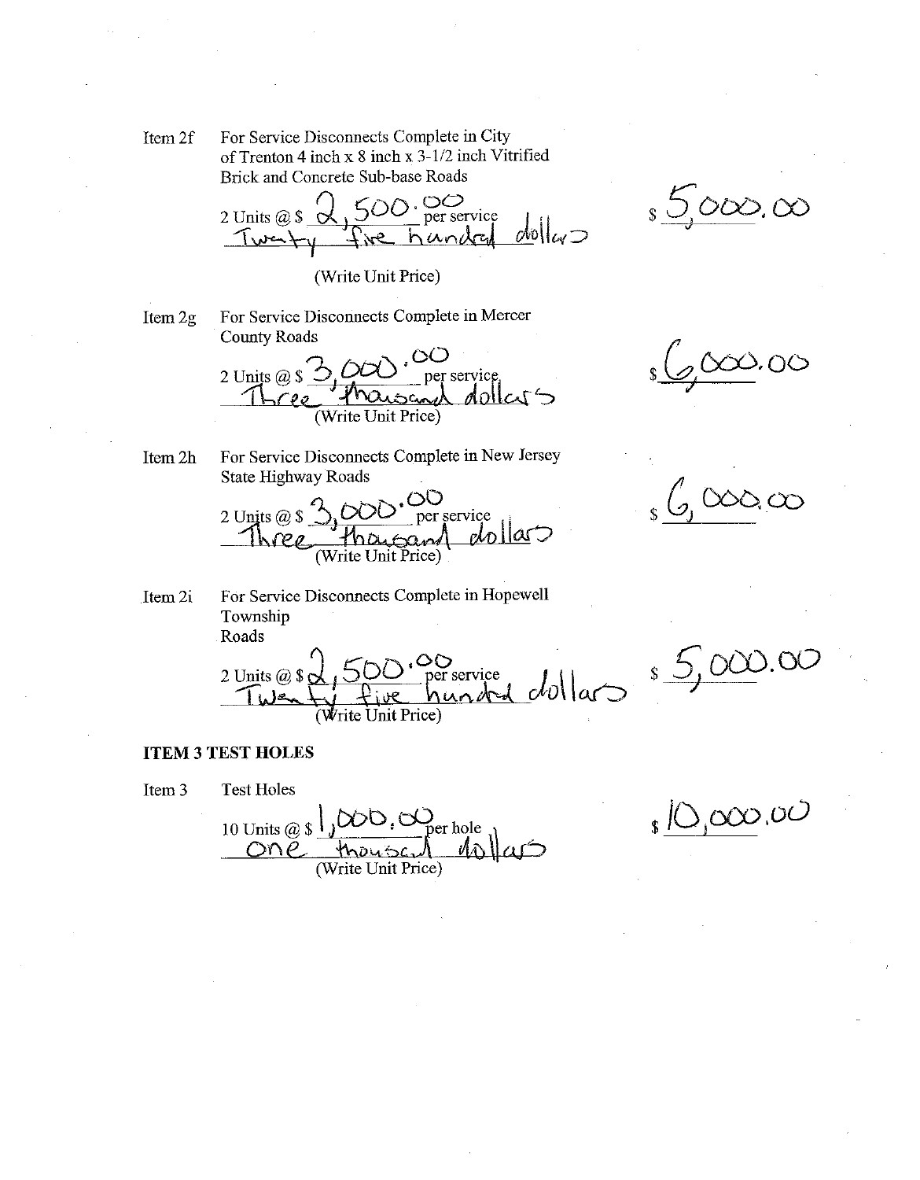Item 2f For Service Disconnects Complete in City of Trenton 4 inch x 8 inch x 3-1/2 inch Vitrified Brick and Concrete Sub-base Roads

2 Units @ $ 2,500.00 per service
Twenty five hundred dollars
(Write Unit Price)

$ 5,000.00

Item 2g For Service Disconnects Complete in Mercer County Roads

2 Units @ $ 3,000.00 per service
Three thousand dollars
(Write Unit Price)

$ 6,000.00

Item 2h For Service Disconnects Complete in New Jersey State Highway Roads

2 Units @ $ 3,000.00 per service
Three thousand dollars
(Write Unit Price)

$ 6,000.00

Item 2i For Service Disconnects Complete in Hopewell Township Roads

2 Units @ $ 2,500.00 per service
Twenty five hundred dollars
(Write Unit Price)

$ 5,000.00

**ITEM 3 TEST HOLES**

Item 3 Test Holes

10 Units @ $ 1,000.00 per hole
One thousand dollars
(Write Unit Price)

$ 10,000.00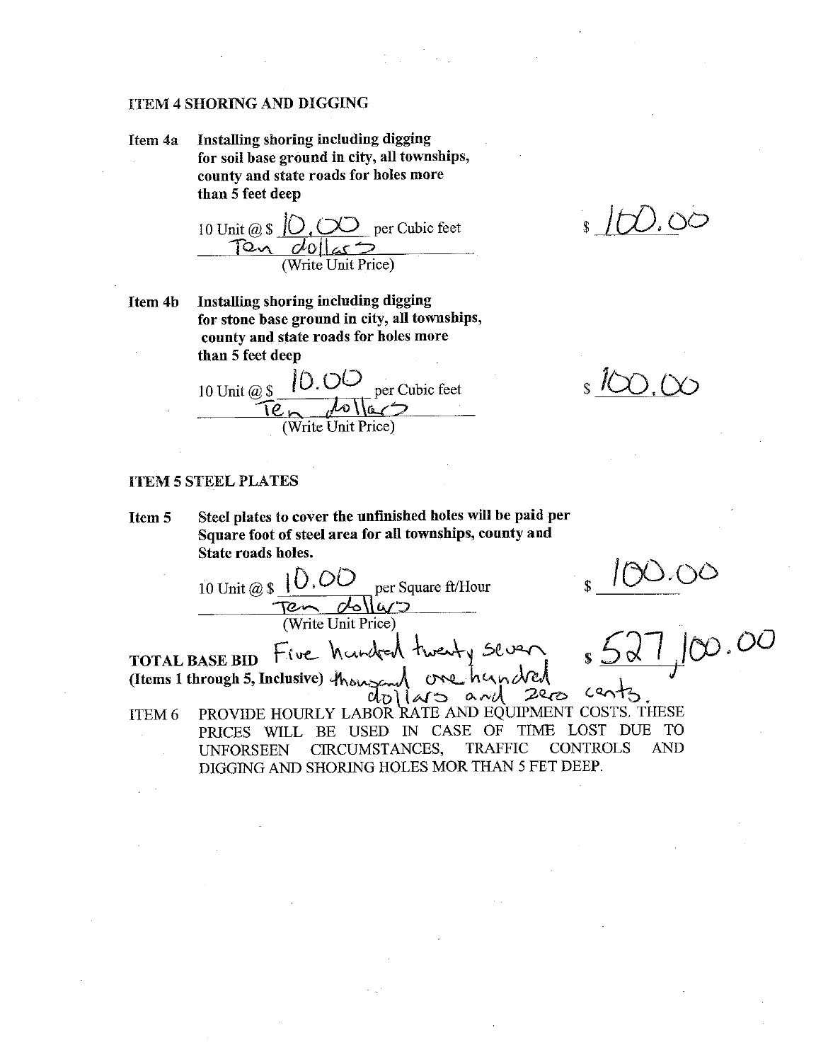**ITEM 4 SHORING AND DIGGING**

**Item 4a** **Installing shoring including digging for soil base ground in city, all townships, county and state roads for holes more than 5 feet deep**

10 Unit @ $ 10.00 per Cubic feet — $ 100.00

Ten dollars
(Write Unit Price)

**Item 4b** **Installing shoring including digging for stone base ground in city, all townships, county and state roads for holes more than 5 feet deep**

10 Unit @ $ 10.00 per Cubic feet — $ 100.00

Ten dollars
(Write Unit Price)

**ITEM 5 STEEL PLATES**

**Item 5** **Steel plates to cover the unfinished holes will be paid per Square foot of steel area for all townships, county and State roads holes.**

10 Unit @ $ 10.00 per Square ft/Hour — $ 100.00

Ten dollars
(Write Unit Price)

**TOTAL BASE BID** **(Items 1 through 5, Inclusive)** Five hundred twenty seven thousand one hundred dollars and zero cents. — $ 527,100.00

ITEM 6 PROVIDE HOURLY LABOR RATE AND EQUIPMENT COSTS. THESE PRICES WILL BE USED IN CASE OF TIME LOST DUE TO UNFORSEEN CIRCUMSTANCES, TRAFFIC CONTROLS AND DIGGING AND SHORING HOLES MOR THAN 5 FET DEEP.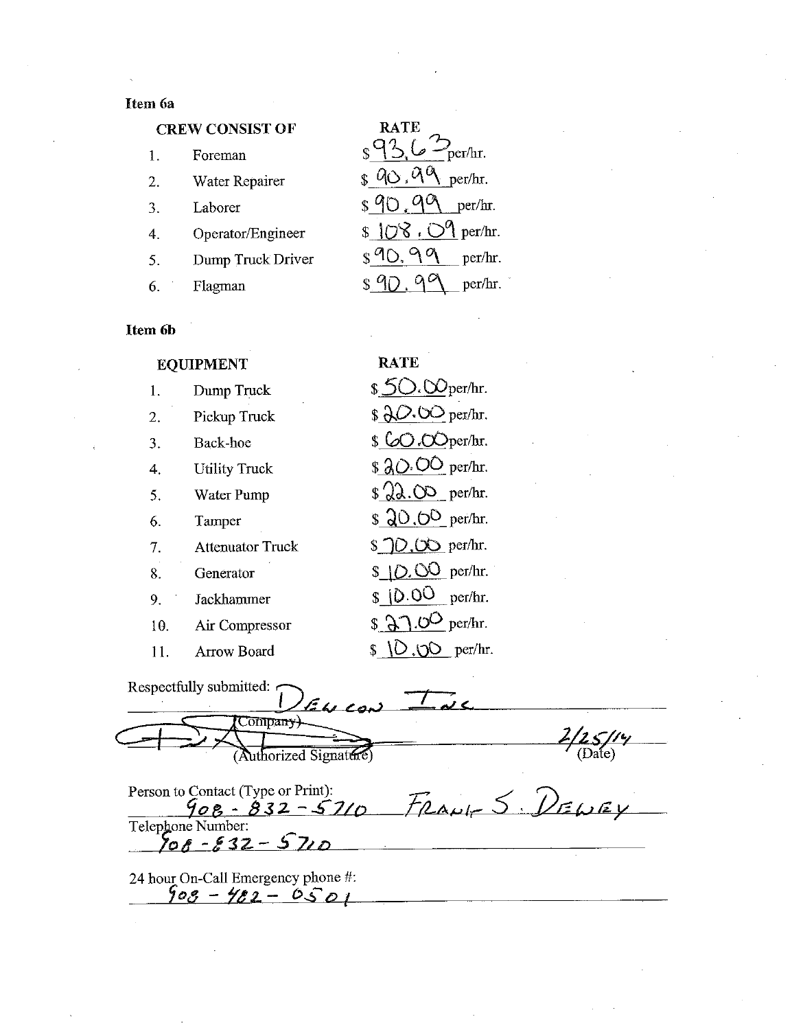**Item 6a**

| | CREW CONSIST OF | RATE |
|---|---|---|
| 1. | Foreman | $ 93.63 per/hr. |
| 2. | Water Repairer | $ 90.99 per/hr. |
| 3. | Laborer | $ 90.99 per/hr. |
| 4. | Operator/Engineer | $ 108.09 per/hr. |
| 5. | Dump Truck Driver | $ 90.99 per/hr. |
| 6. | Flagman | $ 90.99 per/hr. |

**Item 6b**

| | EQUIPMENT | RATE |
|---|---|---|
| 1. | Dump Truck | $ 50.00 per/hr. |
| 2. | Pickup Truck | $ 20.00 per/hr. |
| 3. | Back-hoe | $ 60.00 per/hr. |
| 4. | Utility Truck | $ 20.00 per/hr. |
| 5. | Water Pump | $ 22.00 per/hr. |
| 6. | Tamper | $ 20.00 per/hr. |
| 7. | Attenuator Truck | $ 70.00 per/hr. |
| 8. | Generator | $ 10.00 per/hr. |
| 9. | Jackhammer | $ 10.00 per/hr. |
| 10. | Air Compressor | $ 27.00 per/hr. |
| 11. | Arrow Board | $ 10.00 per/hr. |

Respectfully submitted: Dewcon Inc
(Company)

[Signature] 2/25/14
(Authorized Signature) (Date)

Person to Contact (Type or Print): 908-832-5710 Frank S. Dewey

Telephone Number: 908-832-5710

24 hour On-Call Emergency phone #: 908-482-0501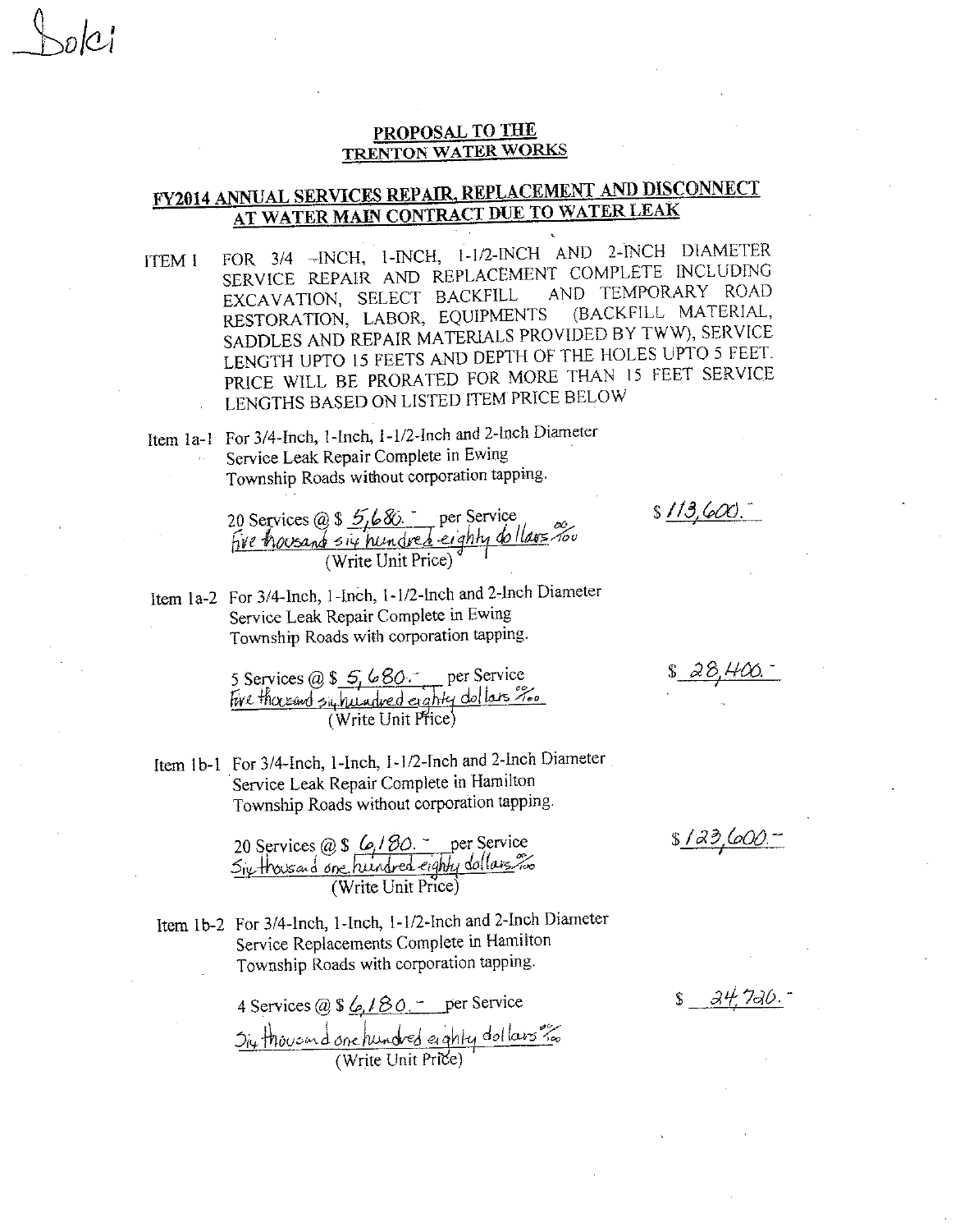Dolci

**PROPOSAL TO THE TRENTON WATER WORKS**

**FY2014 ANNUAL SERVICES REPAIR, REPLACEMENT AND DISCONNECT AT WATER MAIN CONTRACT DUE TO WATER LEAK**

ITEM 1 FOR 3/4 -INCH, 1-INCH, 1-1/2-INCH AND 2-INCH DIAMETER SERVICE REPAIR AND REPLACEMENT COMPLETE INCLUDING EXCAVATION, SELECT BACKFILL AND TEMPORARY ROAD RESTORATION, LABOR, EQUIPMENTS (BACKFILL MATERIAL, SADDLES AND REPAIR MATERIALS PROVIDED BY TWW), SERVICE LENGTH UPTO 15 FEETS AND DEPTH OF THE HOLES UPTO 5 FEET. PRICE WILL BE PRORATED FOR MORE THAN 15 FEET SERVICE LENGTHS BASED ON LISTED ITEM PRICE BELOW

Item 1a-1 For 3/4-Inch, 1-Inch, 1-1/2-Inch and 2-Inch Diameter Service Leak Repair Complete in Ewing Township Roads without corporation tapping.

20 Services @ $ 5,680.- per Service
Five thousand six hundred eighty dollars 00/100
(Write Unit Price)

$ 113,600.-

Item 1a-2 For 3/4-Inch, 1-Inch, 1-1/2-Inch and 2-Inch Diameter Service Leak Repair Complete in Ewing Township Roads with corporation tapping.

5 Services @ $ 5,680.- per Service
Five thousand six hundred eighty dollars 00/100
(Write Unit Price)

$ 28,400.-

Item 1b-1 For 3/4-Inch, 1-Inch, 1-1/2-Inch and 2-Inch Diameter Service Leak Repair Complete in Hamilton Township Roads without corporation tapping.

20 Services @ $ 6,180.- per Service
Six thousand one hundred eighty dollars 00/100
(Write Unit Price)

$ 123,600.-

Item 1b-2 For 3/4-Inch, 1-Inch, 1-1/2-Inch and 2-Inch Diameter Service Replacements Complete in Hamilton Township Roads with corporation tapping.

4 Services @ $ 6,180.- per Service
Six thousand one hundred eighty dollars 00/100
(Write Unit Price)

$ 24,720.-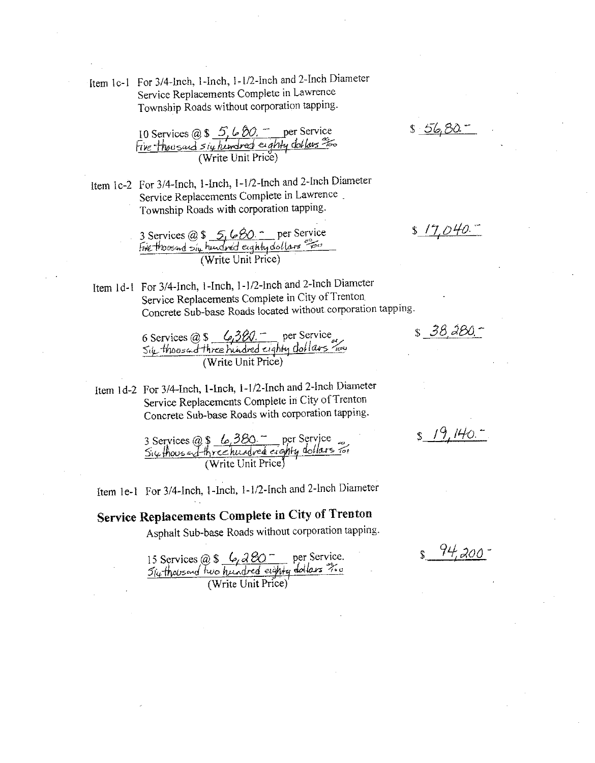Item 1c-1 For 3/4-Inch, 1-Inch, 1-1/2-Inch and 2-Inch Diameter Service Replacements Complete in Lawrence Township Roads without corporation tapping.

10 Services @ $ 5,680.– per Service
Five thousand six hundred eighty dollars 00/100
(Write Unit Price)

$ 56,80.–

Item 1c-2 For 3/4-Inch, 1-Inch, 1-1/2-Inch and 2-Inch Diameter Service Replacements Complete in Lawrence Township Roads with corporation tapping.

3 Services @ $ 5,680.– per Service
Five thousand six hundred eighty dollars 00/100
(Write Unit Price)

$ 17,040.–

Item 1d-1 For 3/4-Inch, 1-Inch, 1-1/2-Inch and 2-Inch Diameter Service Replacements Complete in City of Trenton Concrete Sub-base Roads located without corporation tapping.

6 Services @ $ 6,380.– per Service
Six thousand three hundred eighty dollars 00/100
(Write Unit Price)

$ 38,280.–

Item 1d-2 For 3/4-Inch, 1-Inch, 1-1/2-Inch and 2-Inch Diameter Service Replacements Complete in City of Trenton Concrete Sub-base Roads with corporation tapping.

3 Services @ $ 6,380.– per Service
Six thousand three hundred eighty dollars 00/100
(Write Unit Price)

$ 19,140.–

Item 1e-1 For 3/4-Inch, 1-Inch, 1-1/2-Inch and 2-Inch Diameter

**Service Replacements Complete in City of Trenton**

Asphalt Sub-base Roads without corporation tapping.

15 Services @ $ 6,280– per Service.
Six thousand two hundred eighty dollars 00/100
(Write Unit Price)

$ 94,200–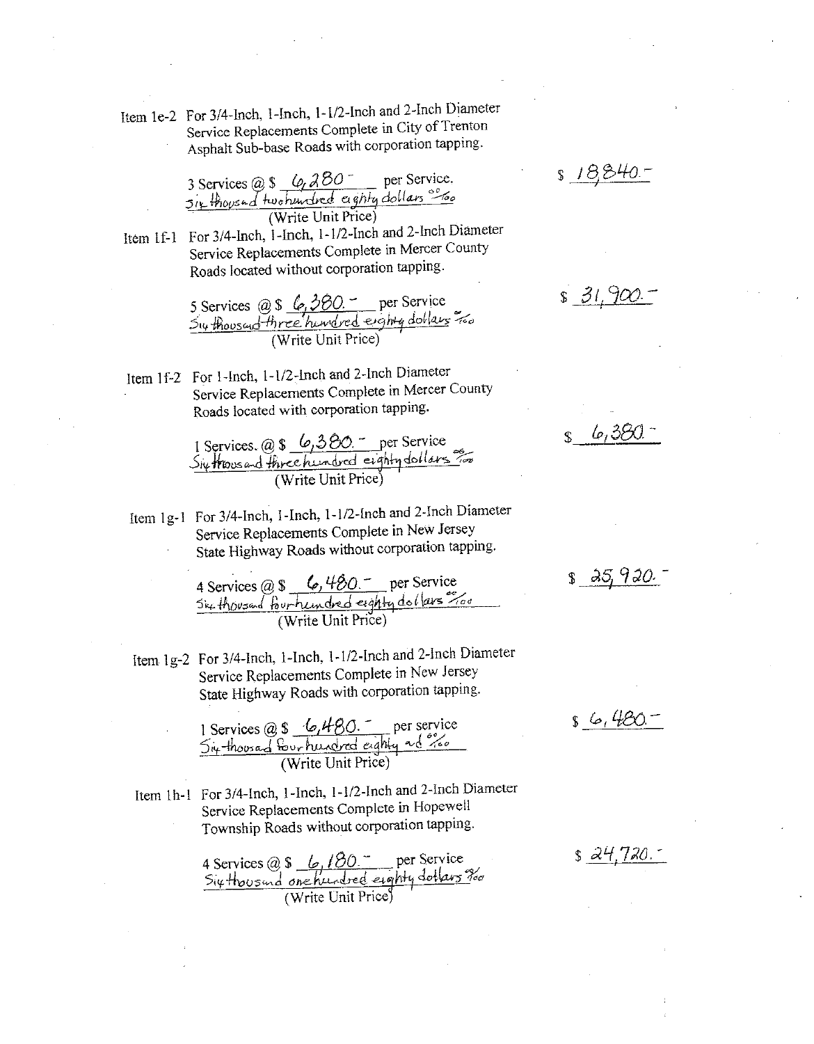Item 1e-2 For 3/4-Inch, 1-Inch, 1-1/2-Inch and 2-Inch Diameter Service Replacements Complete in City of Trenton Asphalt Sub-base Roads with corporation tapping.

3 Services @ $ 6,280 - per Service.
Six thousand two hundred eighty dollars 00/100
(Write Unit Price)

$ 18,840.-

Item 1f-1 For 3/4-Inch, 1-Inch, 1-1/2-Inch and 2-Inch Diameter Service Replacements Complete in Mercer County Roads located without corporation tapping.

5 Services @ $ 6,380. - per Service
Six thousand three hundred eighty dollars 00/100
(Write Unit Price)

$ 31,900.-

Item 1f-2 For 1-Inch, 1-1/2-Inch and 2-Inch Diameter Service Replacements Complete in Mercer County Roads located with corporation tapping.

1 Services. @ $ 6,380. - per Service
Six thousand three hundred eighty dollars 00/100
(Write Unit Price)

$ 6,380 -

Item 1g-1 For 3/4-Inch, 1-Inch, 1-1/2-Inch and 2-Inch Diameter Service Replacements Complete in New Jersey State Highway Roads without corporation tapping.

4 Services @ $ 6,480. - per Service
Six thousand four hundred eighty dollars 00/100
(Write Unit Price)

$ 25,920. -

Item 1g-2 For 3/4-Inch, 1-Inch, 1-1/2-Inch and 2-Inch Diameter Service Replacements Complete in New Jersey State Highway Roads with corporation tapping.

1 Services @ $ 6,480. - per service
Six thousand four hundred eighty and 00/100
(Write Unit Price)

$ 6,480.-

Item 1h-1 For 3/4-Inch, 1-Inch, 1-1/2-Inch and 2-Inch Diameter Service Replacements Complete in Hopewell Township Roads without corporation tapping.

4 Services @ $ 6,180. - per Service
Six thousand one hundred eighty dollars 00/100
(Write Unit Price)

$ 24,720. -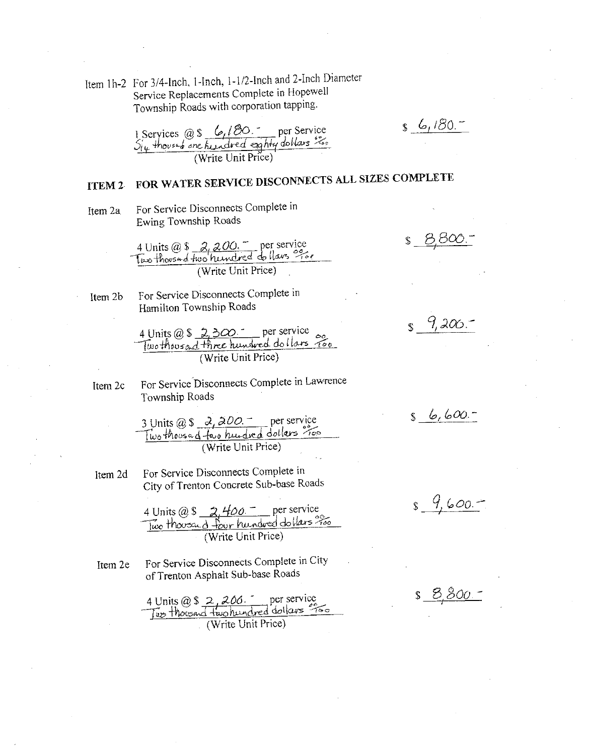Item 1h-2 For 3/4-Inch, 1-Inch, 1-1/2-Inch and 2-Inch Diameter Service Replacements Complete in Hopewell Township Roads with corporation tapping.

1 Services @ $ 6,180.- per Service — $ 6,180.-
Six thousand one hundred eighty dollars 00/100
(Write Unit Price)

## ITEM 2 FOR WATER SERVICE DISCONNECTS ALL SIZES COMPLETE

Item 2a For Service Disconnects Complete in Ewing Township Roads

4 Units @ $ 2,200.- per service — $ 8,800.-
Two thousand two hundred dollars 00/100
(Write Unit Price)

Item 2b For Service Disconnects Complete in Hamilton Township Roads

4 Units @ $ 2,300.- per service — $ 9,200.-
Two thousand three hundred dollars 00/100
(Write Unit Price)

Item 2c For Service Disconnects Complete in Lawrence Township Roads

3 Units @ $ 2,200.- per service — $ 6,600.-
Two thousand two hundred dollars 00/100
(Write Unit Price)

Item 2d For Service Disconnects Complete in City of Trenton Concrete Sub-base Roads

4 Units @ $ 2,400.- per service — $ 9,600.-
Two thousand four hundred dollars 00/100
(Write Unit Price)

Item 2e For Service Disconnects Complete in City of Trenton Asphalt Sub-base Roads

4 Units @ $ 2,200.- per service — $ 8,800.-
Two thousand two hundred dollars 00/100
(Write Unit Price)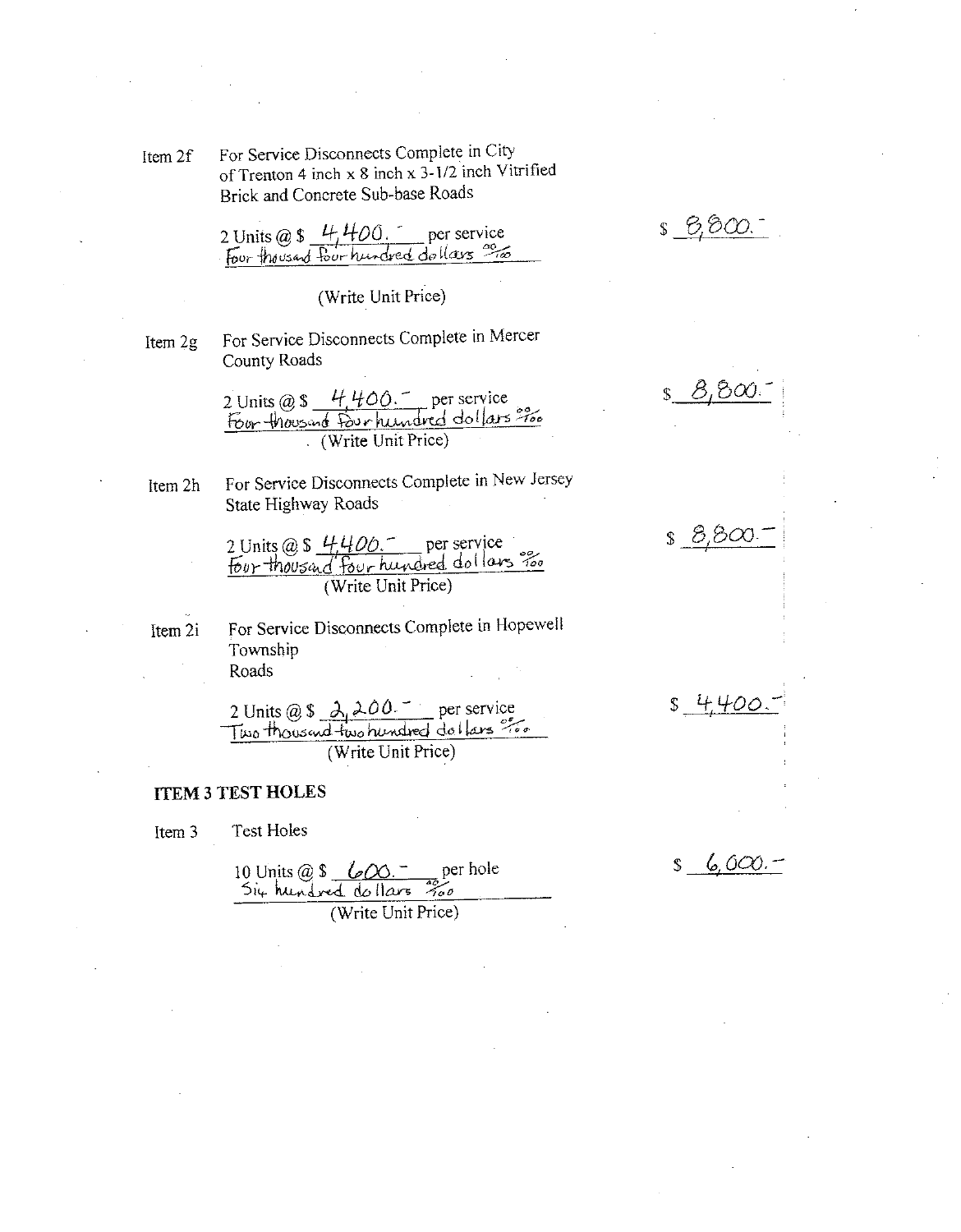Item 2f For Service Disconnects Complete in City of Trenton 4 inch x 8 inch x 3-1/2 inch Vitrified Brick and Concrete Sub-base Roads

2 Units @ $ 4,400.- per service
Four thousand four hundred dollars 00/100

(Write Unit Price)

$ 8,800.-

Item 2g For Service Disconnects Complete in Mercer County Roads

2 Units @ $ 4,400.- per service
Four thousand four hundred dollars 00/100

(Write Unit Price)

$ 8,800.-

Item 2h For Service Disconnects Complete in New Jersey State Highway Roads

2 Units @ $ 4400.- per service
Four thousand four hundred dollars 00/100

(Write Unit Price)

$ 8,800.-

Item 2i For Service Disconnects Complete in Hopewell Township Roads

2 Units @ $ 2,200.- per service
Two thousand two hundred dollars 00/100

(Write Unit Price)

$ 4,400.-

## ITEM 3 TEST HOLES

Item 3 Test Holes

10 Units @ $ 600.- per hole
Six hundred dollars 00/100

(Write Unit Price)

$ 6,000.-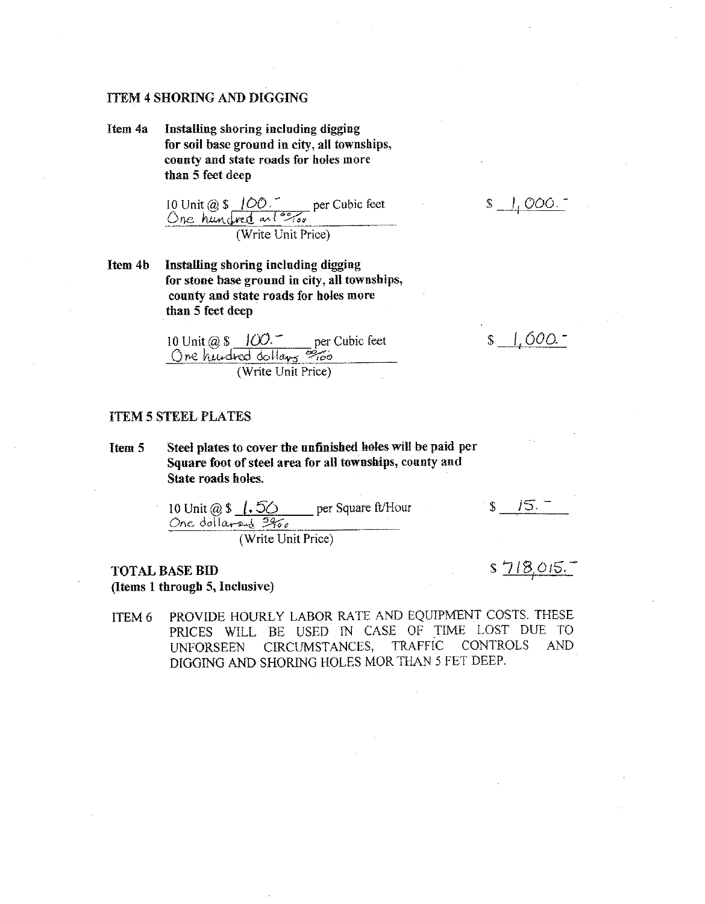### ITEM 4 SHORING AND DIGGING

**Item 4a** **Installing shoring including digging for soil base ground in city, all townships, county and state roads for holes more than 5 feet deep**

10 Unit @ $ 100.– per Cubic feet  
One hundred and 00/100  
(Write Unit Price)

$ 1,000.–

**Item 4b** **Installing shoring including digging for stone base ground in city, all townships, county and state roads for holes more than 5 feet deep**

10 Unit @ $ 100.– per Cubic feet  
One hundred dollars 00/100  
(Write Unit Price)

$ 1,600.–

### ITEM 5 STEEL PLATES

**Item 5** **Steel plates to cover the unfinished holes will be paid per Square foot of steel area for all townships, county and State roads holes.**

10 Unit @ $ 1.50 per Square ft/Hour  
One dollar and 50/100  
(Write Unit Price)

$ 15.–

**TOTAL BASE BID**  
**(Items 1 through 5, Inclusive)**

$ 718,015.–

ITEM 6 PROVIDE HOURLY LABOR RATE AND EQUIPMENT COSTS. THESE PRICES WILL BE USED IN CASE OF TIME LOST DUE TO UNFORSEEN CIRCUMSTANCES, TRAFFIC CONTROLS AND DIGGING AND SHORING HOLES MOR THAN 5 FET DEEP.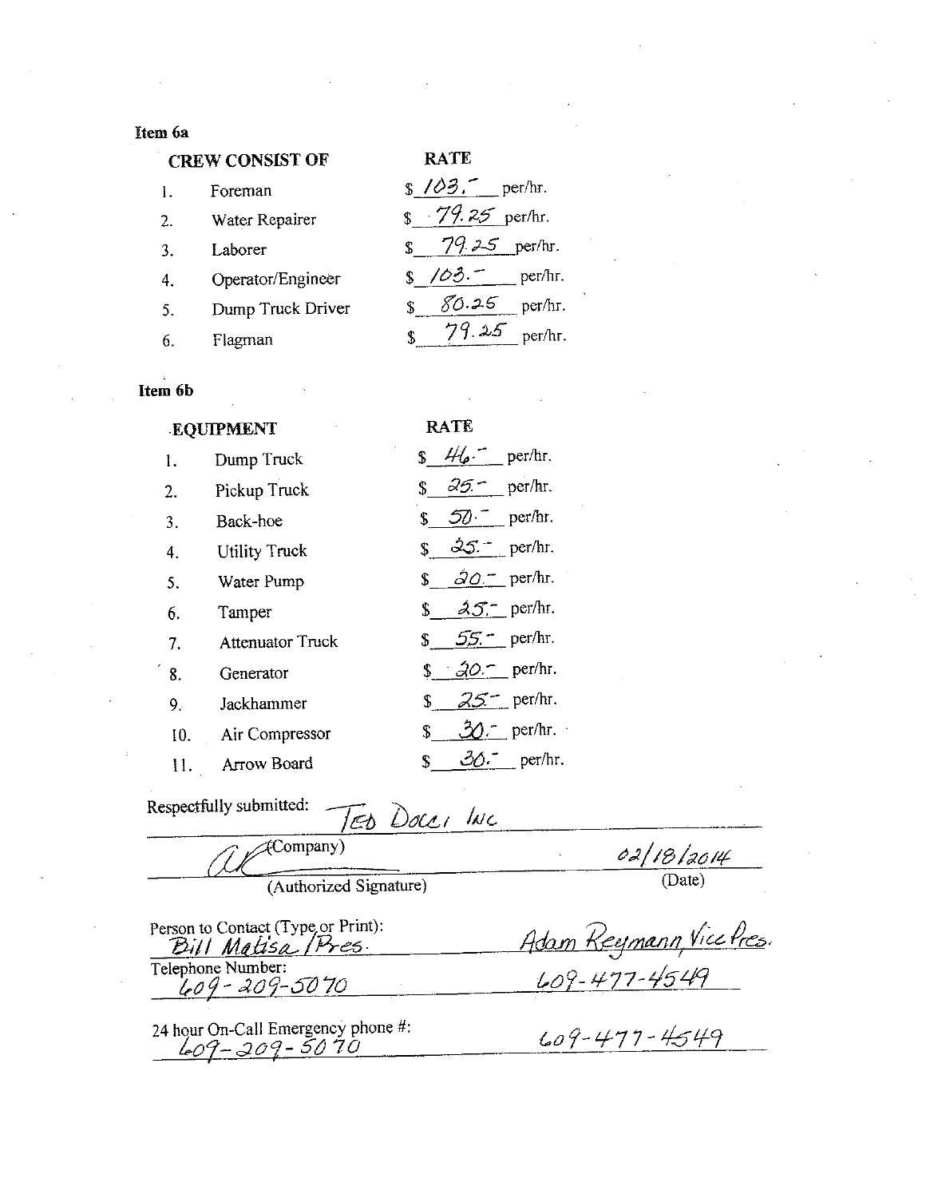**Item 6a**

| CREW CONSIST OF | RATE |
|---|---|
| 1. Foreman | $ 103.– per/hr. |
| 2. Water Repairer | $ 79.25 per/hr. |
| 3. Laborer | $ 79.25 per/hr. |
| 4. Operator/Engineer | $ 103.– per/hr. |
| 5. Dump Truck Driver | $ 80.25 per/hr. |
| 6. Flagman | $ 79.25 per/hr. |

**Item 6b**

| EQUIPMENT | RATE |
|---|---|
| 1. Dump Truck | $ 46.– per/hr. |
| 2. Pickup Truck | $ 25.– per/hr. |
| 3. Back-hoe | $ 50.– per/hr. |
| 4. Utility Truck | $ 25.– per/hr. |
| 5. Water Pump | $ 20.– per/hr. |
| 6. Tamper | $ 25.– per/hr. |
| 7. Attenuator Truck | $ 55.– per/hr. |
| 8. Generator | $ 20.– per/hr. |
| 9. Jackhammer | $ 25.– per/hr. |
| 10. Air Compressor | $ 30.– per/hr. |
| 11. Arrow Board | $ 30.– per/hr. |

Respectfully submitted: Ted Docci Inc

(Company)

[Signature]
(Authorized Signature)

02/18/2014
(Date)

Person to Contact (Type or Print): Bill Matisa /Pres. — Adam Reymann, Vice Pres.

Telephone Number: 609-209-5070 — 609-477-4549

24 hour On-Call Emergency phone #: 609-209-5070 — 609-477-4549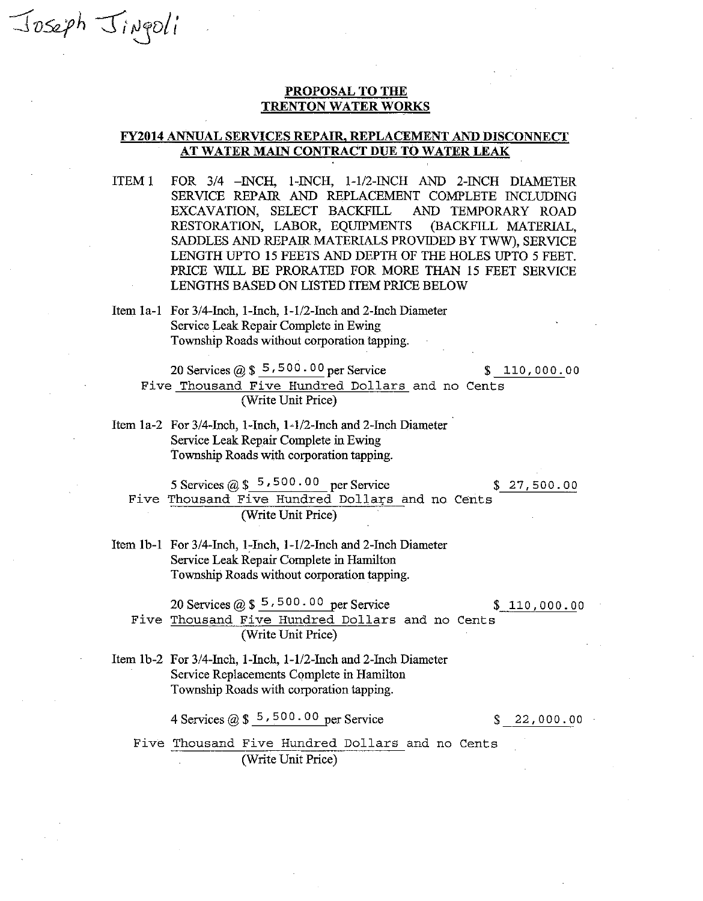Joseph Jingoli

**PROPOSAL TO THE TRENTON WATER WORKS**

**FY2014 ANNUAL SERVICES REPAIR, REPLACEMENT AND DISCONNECT AT WATER MAIN CONTRACT DUE TO WATER LEAK**

ITEM 1 FOR 3/4 –INCH, 1-INCH, 1-1/2-INCH AND 2-INCH DIAMETER SERVICE REPAIR AND REPLACEMENT COMPLETE INCLUDING EXCAVATION, SELECT BACKFILL AND TEMPORARY ROAD RESTORATION, LABOR, EQUIPMENTS (BACKFILL MATERIAL, SADDLES AND REPAIR MATERIALS PROVIDED BY TWW), SERVICE LENGTH UPTO 15 FEETS AND DEPTH OF THE HOLES UPTO 5 FEET. PRICE WILL BE PRORATED FOR MORE THAN 15 FEET SERVICE LENGTHS BASED ON LISTED ITEM PRICE BELOW

Item 1a-1 For 3/4-Inch, 1-Inch, 1-1/2-Inch and 2-Inch Diameter Service Leak Repair Complete in Ewing Township Roads without corporation tapping.

20 Services @ $ 5,500.00 per Service $ 110,000.00

Five Thousand Five Hundred Dollars and no Cents
(Write Unit Price)

Item 1a-2 For 3/4-Inch, 1-Inch, 1-1/2-Inch and 2-Inch Diameter Service Leak Repair Complete in Ewing Township Roads with corporation tapping.

5 Services @ $ 5,500.00 per Service $ 27,500.00

Five Thousand Five Hundred Dollars and no Cents
(Write Unit Price)

Item 1b-1 For 3/4-Inch, 1-Inch, 1-1/2-Inch and 2-Inch Diameter Service Leak Repair Complete in Hamilton Township Roads without corporation tapping.

20 Services @ $ 5,500.00 per Service $ 110,000.00

Five Thousand Five Hundred Dollars and no Cents
(Write Unit Price)

Item 1b-2 For 3/4-Inch, 1-Inch, 1-1/2-Inch and 2-Inch Diameter Service Replacements Complete in Hamilton Township Roads with corporation tapping.

4 Services @ $ 5,500.00 per Service $ 22,000.00

Five Thousand Five Hundred Dollars and no Cents
(Write Unit Price)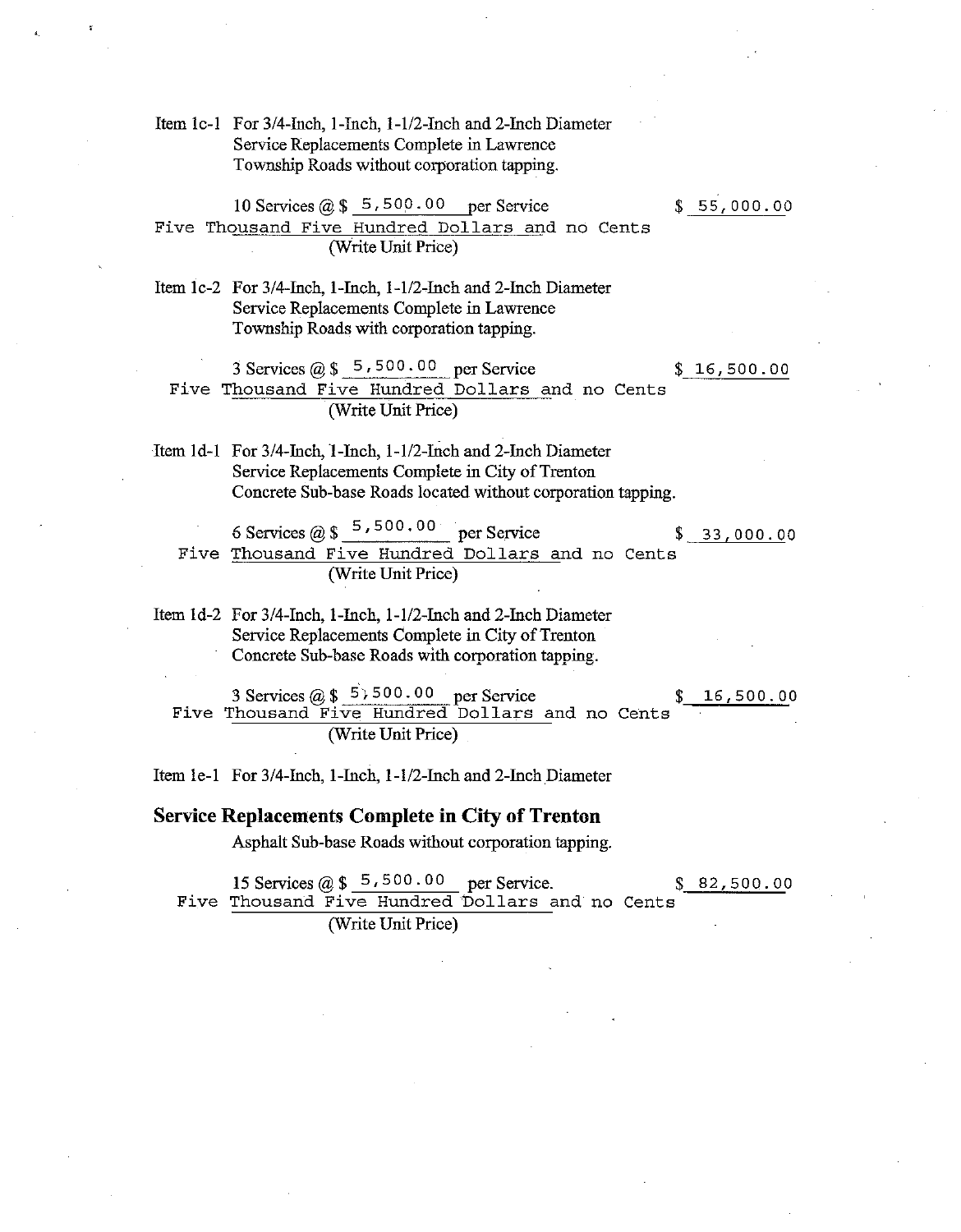Item 1c-1 For 3/4-Inch, 1-Inch, 1-1/2-Inch and 2-Inch Diameter Service Replacements Complete in Lawrence Township Roads without corporation tapping.

10 Services @ $ 5,500.00 per Service $ 55,000.00

Five Thousand Five Hundred Dollars and no Cents
(Write Unit Price)

Item 1c-2 For 3/4-Inch, 1-Inch, 1-1/2-Inch and 2-Inch Diameter Service Replacements Complete in Lawrence Township Roads with corporation tapping.

3 Services @ $ 5,500.00 per Service $ 16,500.00

Five Thousand Five Hundred Dollars and no Cents
(Write Unit Price)

Item 1d-1 For 3/4-Inch, 1-Inch, 1-1/2-Inch and 2-Inch Diameter Service Replacements Complete in City of Trenton Concrete Sub-base Roads located without corporation tapping.

6 Services @ $ 5,500.00 per Service $ 33,000.00

Five Thousand Five Hundred Dollars and no Cents
(Write Unit Price)

Item 1d-2 For 3/4-Inch, 1-Inch, 1-1/2-Inch and 2-Inch Diameter Service Replacements Complete in City of Trenton Concrete Sub-base Roads with corporation tapping.

3 Services @ $ 5,500.00 per Service $ 16,500.00

Five Thousand Five Hundred Dollars and no Cents
(Write Unit Price)

Item 1e-1 For 3/4-Inch, 1-Inch, 1-1/2-Inch and 2-Inch Diameter

**Service Replacements Complete in City of Trenton**

Asphalt Sub-base Roads without corporation tapping.

15 Services @ $ 5,500.00 per Service. $ 82,500.00

Five Thousand Five Hundred Dollars and no Cents
(Write Unit Price)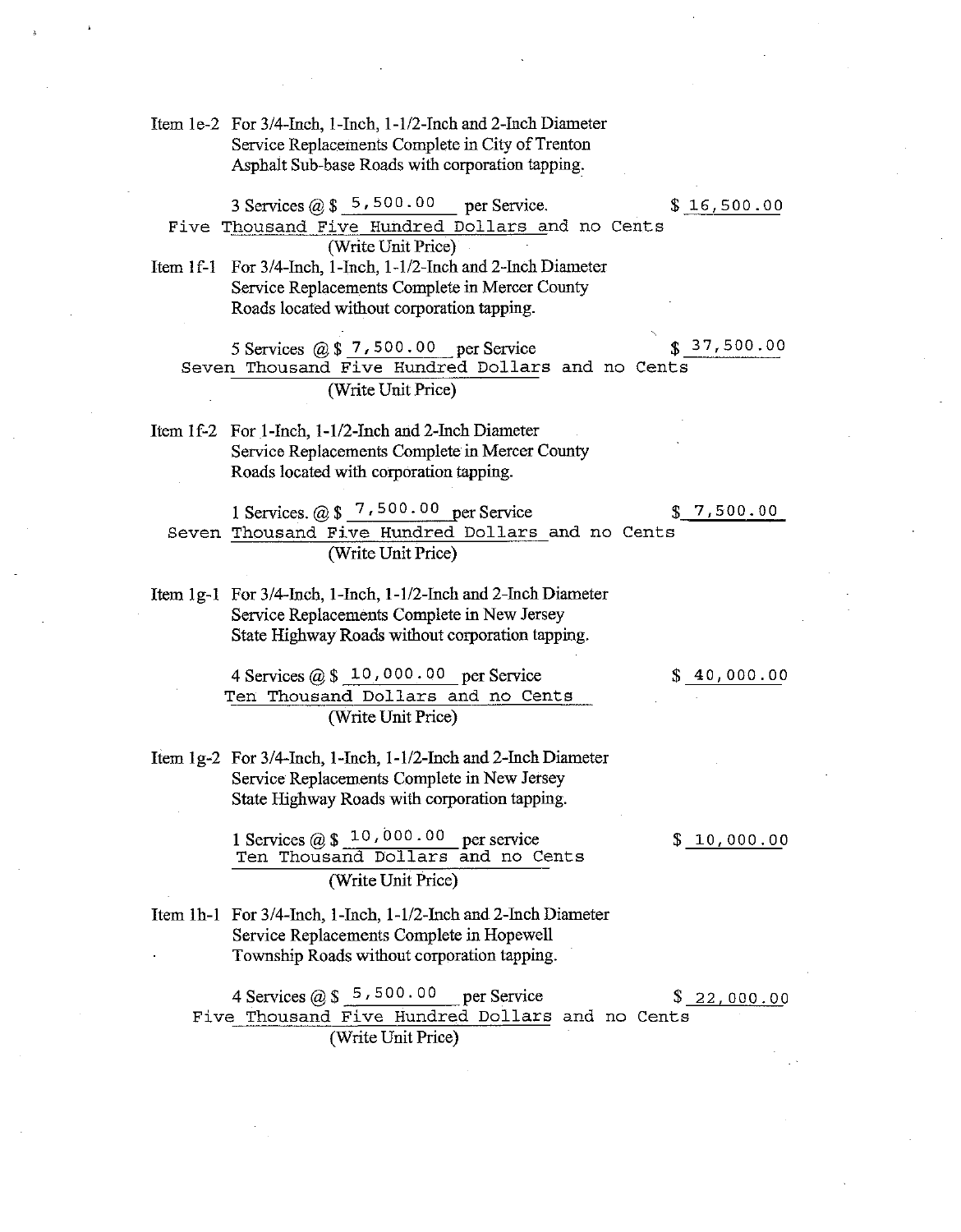Item 1e-2 For 3/4-Inch, 1-Inch, 1-1/2-Inch and 2-Inch Diameter Service Replacements Complete in City of Trenton Asphalt Sub-base Roads with corporation tapping.

3 Services @ $ 5,500.00 per Service. $ 16,500.00

Five Thousand Five Hundred Dollars and no Cents

(Write Unit Price)

Item 1f-1 For 3/4-Inch, 1-Inch, 1-1/2-Inch and 2-Inch Diameter Service Replacements Complete in Mercer County Roads located without corporation tapping.

5 Services @ $ 7,500.00 per Service $ 37,500.00

Seven Thousand Five Hundred Dollars and no Cents

(Write Unit Price)

Item 1f-2 For 1-Inch, 1-1/2-Inch and 2-Inch Diameter Service Replacements Complete in Mercer County Roads located with corporation tapping.

1 Services. @ $ 7,500.00 per Service $ 7,500.00

Seven Thousand Five Hundred Dollars and no Cents

(Write Unit Price)

Item 1g-1 For 3/4-Inch, 1-Inch, 1-1/2-Inch and 2-Inch Diameter Service Replacements Complete in New Jersey State Highway Roads without corporation tapping.

4 Services @ $ 10,000.00 per Service $ 40,000.00

Ten Thousand Dollars and no Cents

(Write Unit Price)

Item 1g-2 For 3/4-Inch, 1-Inch, 1-1/2-Inch and 2-Inch Diameter Service Replacements Complete in New Jersey State Highway Roads with corporation tapping.

1 Services @ $ 10,000.00 per service $ 10,000.00

Ten Thousand Dollars and no Cents

(Write Unit Price)

Item 1h-1 For 3/4-Inch, 1-Inch, 1-1/2-Inch and 2-Inch Diameter Service Replacements Complete in Hopewell Township Roads without corporation tapping.

4 Services @ $ 5,500.00 per Service $ 22,000.00

Five Thousand Five Hundred Dollars and no Cents

(Write Unit Price)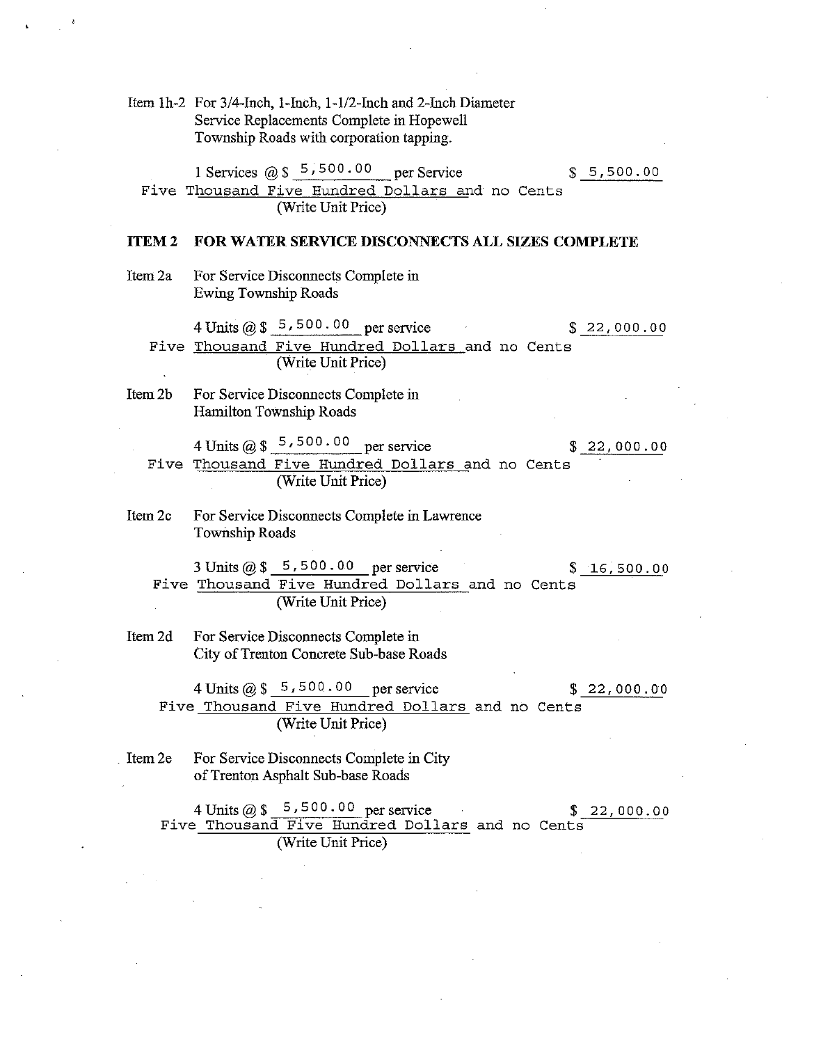Item 1h-2 For 3/4-Inch, 1-Inch, 1-1/2-Inch and 2-Inch Diameter Service Replacements Complete in Hopewell Township Roads with corporation tapping.

1 Services @ $ 5,500.00 per Service $ 5,500.00

Five Thousand Five Hundred Dollars and no Cents
(Write Unit Price)

**ITEM 2 FOR WATER SERVICE DISCONNECTS ALL SIZES COMPLETE**

Item 2a For Service Disconnects Complete in Ewing Township Roads

4 Units @ $ 5,500.00 per service $ 22,000.00

Five Thousand Five Hundred Dollars and no Cents
(Write Unit Price)

Item 2b For Service Disconnects Complete in Hamilton Township Roads

4 Units @ $ 5,500.00 per service $ 22,000.00

Five Thousand Five Hundred Dollars and no Cents
(Write Unit Price)

Item 2c For Service Disconnects Complete in Lawrence Township Roads

3 Units @ $ 5,500.00 per service $ 16,500.00

Five Thousand Five Hundred Dollars and no Cents
(Write Unit Price)

Item 2d For Service Disconnects Complete in City of Trenton Concrete Sub-base Roads

4 Units @ $ 5,500.00 per service $ 22,000.00

Five Thousand Five Hundred Dollars and no Cents
(Write Unit Price)

Item 2e For Service Disconnects Complete in City of Trenton Asphalt Sub-base Roads

4 Units @ $ 5,500.00 per service $ 22,000.00

Five Thousand Five Hundred Dollars and no Cents
(Write Unit Price)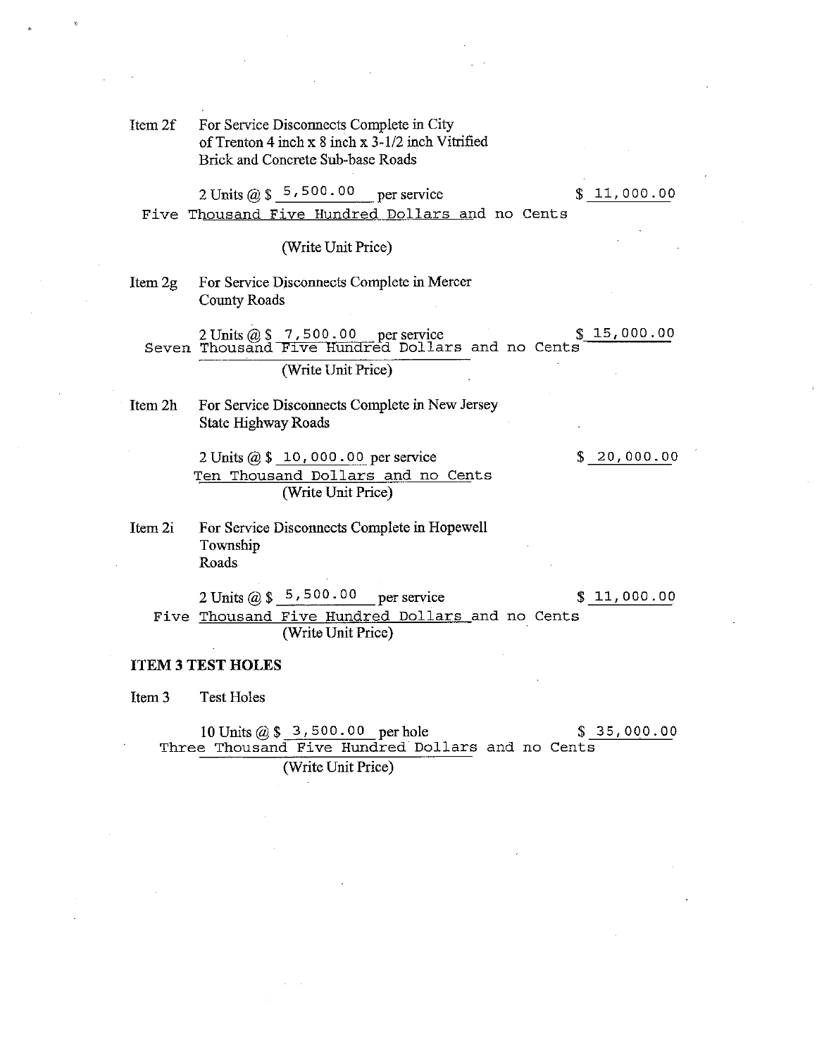Item 2f For Service Disconnects Complete in City of Trenton 4 inch x 8 inch x 3-1/2 inch Vitrified Brick and Concrete Sub-base Roads

2 Units @ $ 5,500.00 per service $ 11,000.00

Five Thousand Five Hundred Dollars and no Cents

(Write Unit Price)

Item 2g For Service Disconnects Complete in Mercer County Roads

2 Units @ $ 7,500.00 per service $ 15,000.00

Seven Thousand Five Hundred Dollars and no Cents

(Write Unit Price)

Item 2h For Service Disconnects Complete in New Jersey State Highway Roads

2 Units @ $ 10,000.00 per service $ 20,000.00

Ten Thousand Dollars and no Cents

(Write Unit Price)

Item 2i For Service Disconnects Complete in Hopewell Township Roads

2 Units @ $ 5,500.00 per service $ 11,000.00

Five Thousand Five Hundred Dollars and no Cents

(Write Unit Price)

**ITEM 3 TEST HOLES**

Item 3 Test Holes

10 Units @ $ 3,500.00 per hole $ 35,000.00

Three Thousand Five Hundred Dollars and no Cents

(Write Unit Price)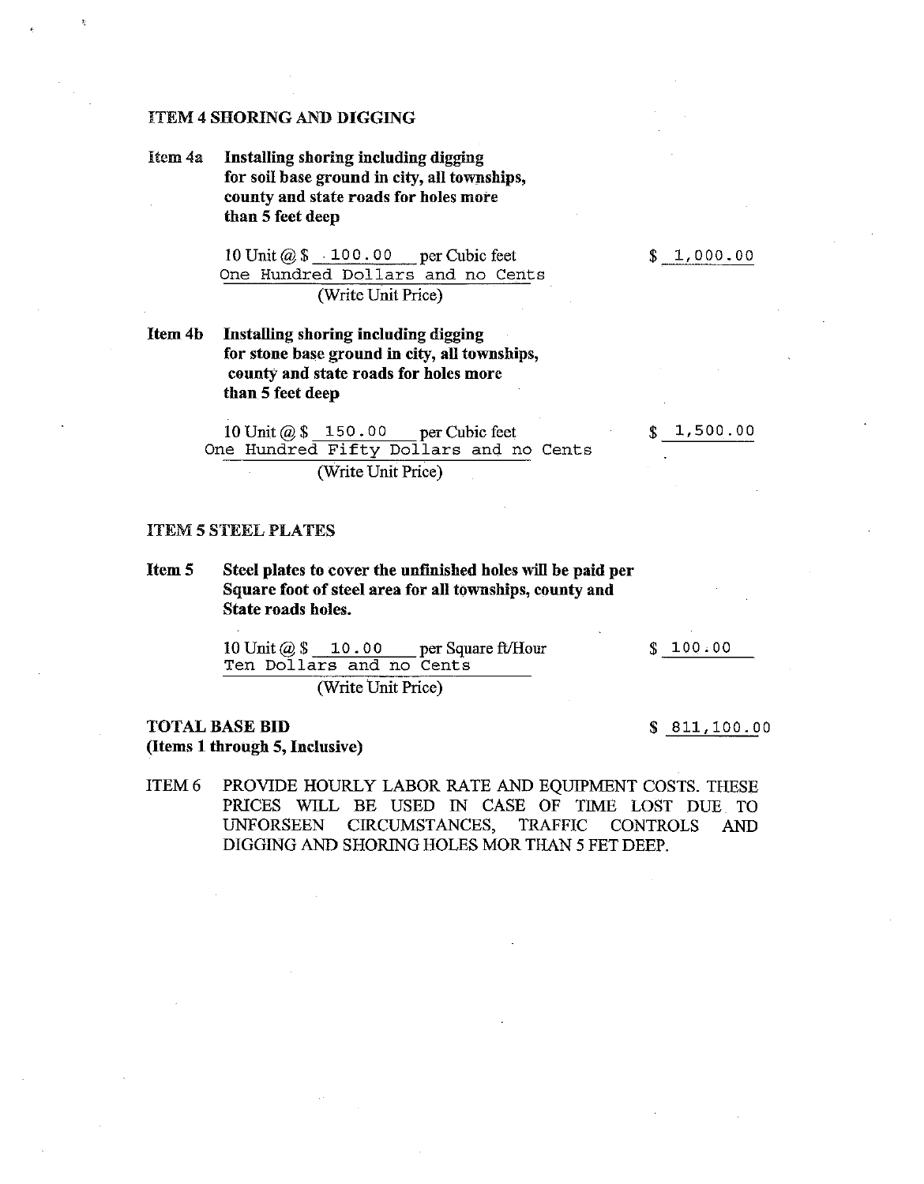**ITEM 4 SHORING AND DIGGING**

**Item 4a** **Installing shoring including digging for soil base ground in city, all townships, county and state roads for holes more than 5 feet deep**

10 Unit @ $ 100.00 per Cubic feet — $ 1,000.00

One Hundred Dollars and no Cents
(Write Unit Price)

**Item 4b** **Installing shoring including digging for stone base ground in city, all townships, county and state roads for holes more than 5 feet deep**

10 Unit @ $ 150.00 per Cubic feet — $ 1,500.00

One Hundred Fifty Dollars and no Cents
(Write Unit Price)

**ITEM 5 STEEL PLATES**

**Item 5** **Steel plates to cover the unfinished holes will be paid per Square foot of steel area for all townships, county and State roads holes.**

10 Unit @ $ 10.00 per Square ft/Hour — $ 100.00

Ten Dollars and no Cents
(Write Unit Price)

**TOTAL BASE BID**
**(Items 1 through 5, Inclusive)** — $ 811,100.00

ITEM 6 PROVIDE HOURLY LABOR RATE AND EQUIPMENT COSTS. THESE PRICES WILL BE USED IN CASE OF TIME LOST DUE TO UNFORSEEN CIRCUMSTANCES, TRAFFIC CONTROLS AND DIGGING AND SHORING HOLES MOR THAN 5 FET DEEP.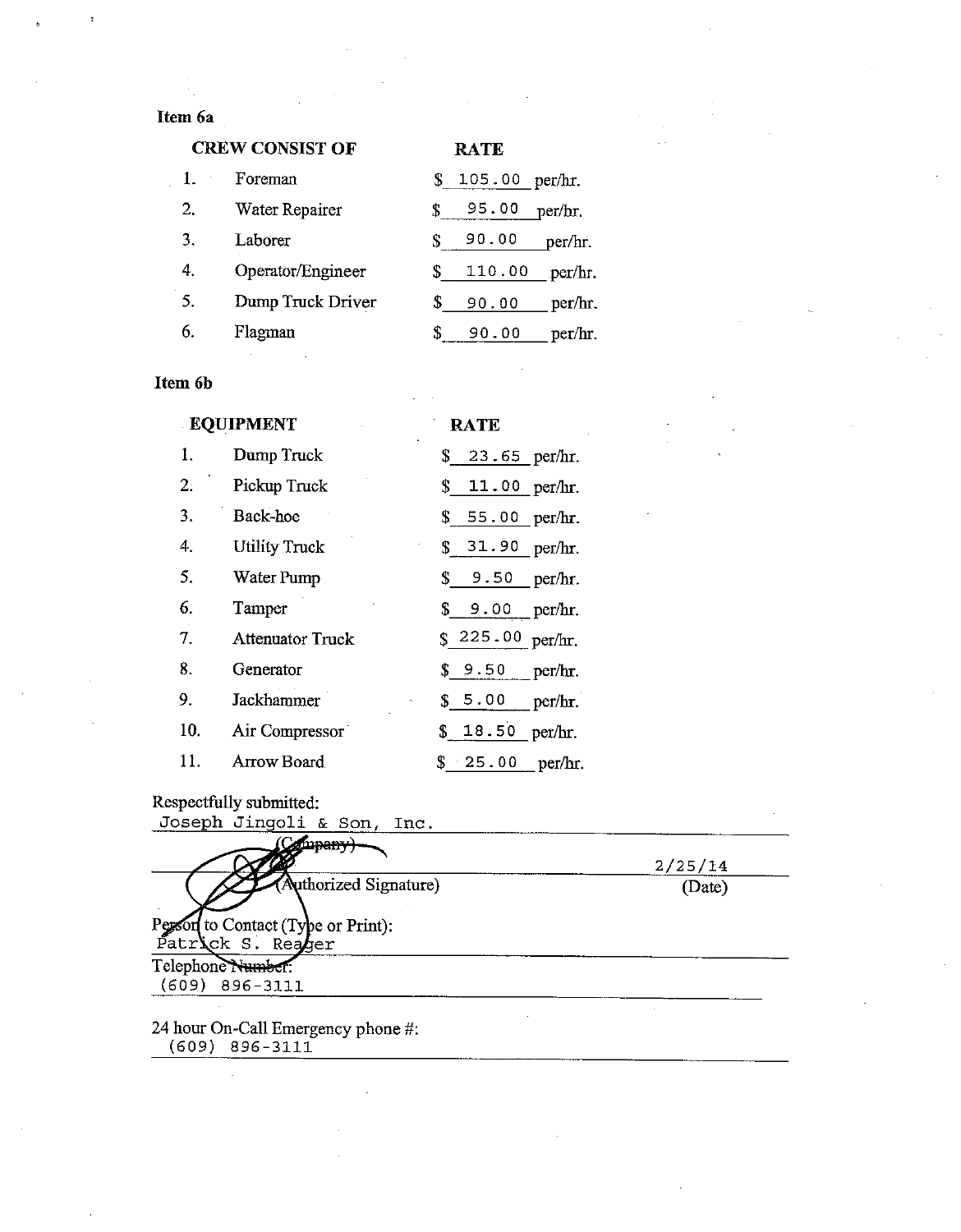**Item 6a**

| | CREW CONSIST OF | RATE |
|---|---|---|
| 1. | Foreman | $ 105.00 per/hr. |
| 2. | Water Repairer | $ 95.00 per/hr. |
| 3. | Laborer | $ 90.00 per/hr. |
| 4. | Operator/Engineer | $ 110.00 per/hr. |
| 5. | Dump Truck Driver | $ 90.00 per/hr. |
| 6. | Flagman | $ 90.00 per/hr. |

**Item 6b**

| | EQUIPMENT | RATE |
|---|---|---|
| 1. | Dump Truck | $ 23.65 per/hr. |
| 2. | Pickup Truck | $ 11.00 per/hr. |
| 3. | Back-hoe | $ 55.00 per/hr. |
| 4. | Utility Truck | $ 31.90 per/hr. |
| 5. | Water Pump | $ 9.50 per/hr. |
| 6. | Tamper | $ 9.00 per/hr. |
| 7. | Attenuator Truck | $ 225.00 per/hr. |
| 8. | Generator | $ 9.50 per/hr. |
| 9. | Jackhammer | $ 5.00 per/hr. |
| 10. | Air Compressor | $ 18.50 per/hr. |
| 11. | Arrow Board | $ 25.00 per/hr. |

Respectfully submitted:

Joseph Jingoli & Son, Inc.
(Company)

(Authorized Signature) 2/25/14 (Date)

Person to Contact (Type or Print):
Patrick S. Reager

Telephone Number:
(609) 896-3111

24 hour On-Call Emergency phone #:
(609) 896-3111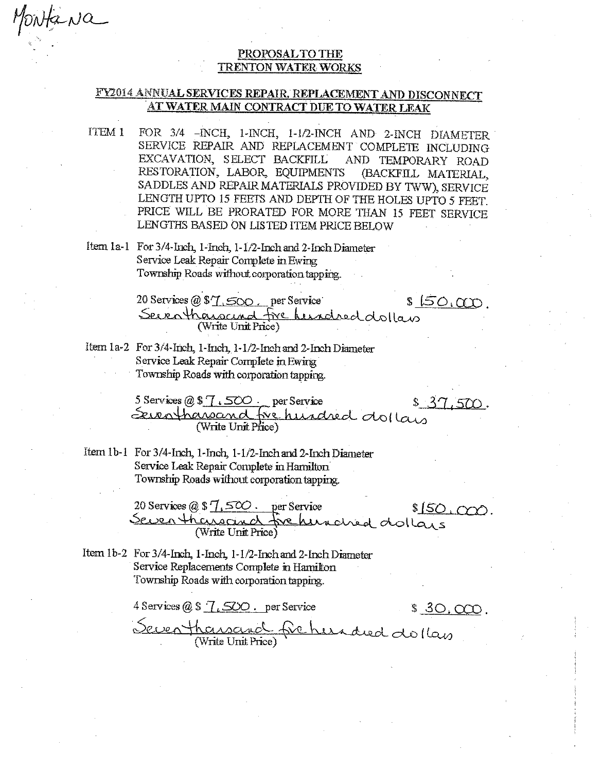Montana

## PROPOSAL TO THE TRENTON WATER WORKS

## FY2014 ANNUAL SERVICES REPAIR, REPLACEMENT AND DISCONNECT AT WATER MAIN CONTRACT DUE TO WATER LEAK

ITEM 1 FOR 3/4 -INCH, 1-INCH, 1-1/2-INCH AND 2-INCH DIAMETER SERVICE REPAIR AND REPLACEMENT COMPLETE INCLUDING EXCAVATION, SELECT BACKFILL AND TEMPORARY ROAD RESTORATION, LABOR, EQUIPMENTS (BACKFILL MATERIAL, SADDLES AND REPAIR MATERIALS PROVIDED BY TWW), SERVICE LENGTH UPTO 15 FEETS AND DEPTH OF THE HOLES UPTO 5 FEET. PRICE WILL BE PRORATED FOR MORE THAN 15 FEET SERVICE LENGTHS BASED ON LISTED ITEM PRICE BELOW

Item 1a-1 For 3/4-Inch, 1-Inch, 1-1/2-Inch and 2-Inch Diameter Service Leak Repair Complete in Ewing Township Roads without corporation tapping.

20 Services @ $ 7,500. per Service $ 150,000.

Seven thousand five hundred dollars
(Write Unit Price)

Item 1a-2 For 3/4-Inch, 1-Inch, 1-1/2-Inch and 2-Inch Diameter Service Leak Repair Complete in Ewing Township Roads with corporation tapping.

5 Services @ $ 7,500. per Service $ 37,500.

Seven thousand five hundred dollars
(Write Unit Price)

Item 1b-1 For 3/4-Inch, 1-Inch, 1-1/2-Inch and 2-Inch Diameter Service Leak Repair Complete in Hamilton Township Roads without corporation tapping.

20 Services @ $ 7,500. per Service $ 150,000.

Seven thousand five hundred dollars
(Write Unit Price)

Item 1b-2 For 3/4-Inch, 1-Inch, 1-1/2-Inch and 2-Inch Diameter Service Replacements Complete in Hamilton Township Roads with corporation tapping.

4 Services @ $ 7,500. per Service $ 30,000.

Seven thousand five hundred dollars
(Write Unit Price)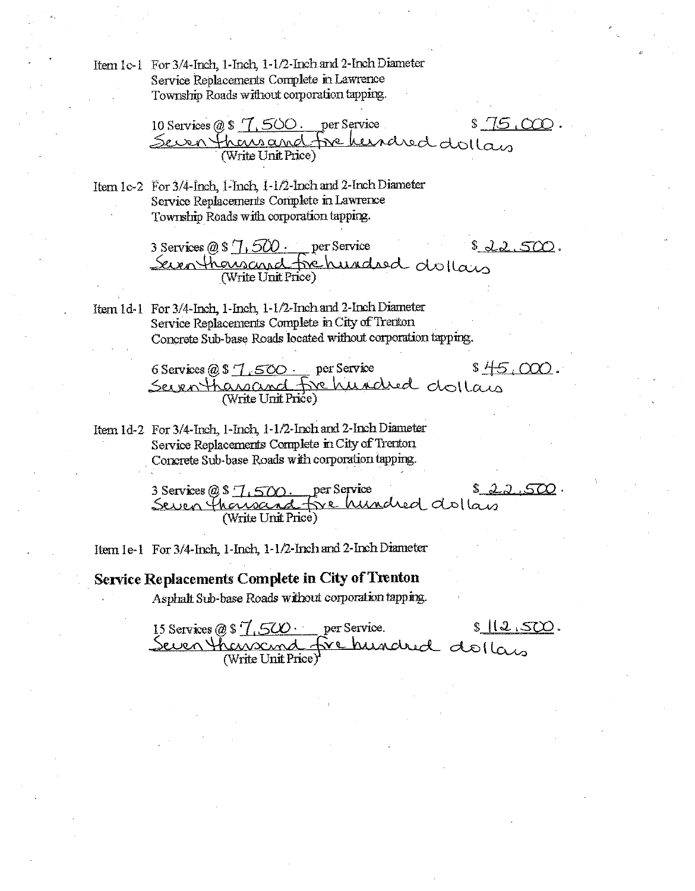Item 1c-1 For 3/4-Inch, 1-Inch, 1-1/2-Inch and 2-Inch Diameter Service Replacements Complete in Lawrence Township Roads without corporation tapping.

10 Services @ $ 7,500. per Service $ 75,000.
Seven thousand five hundred dollars
(Write Unit Price)

Item 1c-2 For 3/4-Inch, 1-Inch, 1-1/2-Inch and 2-Inch Diameter Service Replacements Complete in Lawrence Township Roads with corporation tapping.

3 Services @ $ 7,500. per Service $ 22,500.
Seven thousand five hundred dollars
(Write Unit Price)

Item 1d-1 For 3/4-Inch, 1-Inch, 1-1/2-Inch and 2-Inch Diameter Service Replacements Complete in City of Trenton Concrete Sub-base Roads located without corporation tapping.

6 Services @ $ 7,500. per Service $ 45,000.
Seven thousand five hundred dollars
(Write Unit Price)

Item 1d-2 For 3/4-Inch, 1-Inch, 1-1/2-Inch and 2-Inch Diameter Service Replacements Complete in City of Trenton Concrete Sub-base Roads with corporation tapping.

3 Services @ $ 7,500. per Service $ 22,500.
Seven thousand five hundred dollars
(Write Unit Price)

Item 1e-1 For 3/4-Inch, 1-Inch, 1-1/2-Inch and 2-Inch Diameter

**Service Replacements Complete in City of Trenton**

Asphalt Sub-base Roads without corporation tapping.

15 Services @ $ 7,500. per Service. $ 112,500.
Seven thousand five hundred dollars
(Write Unit Price)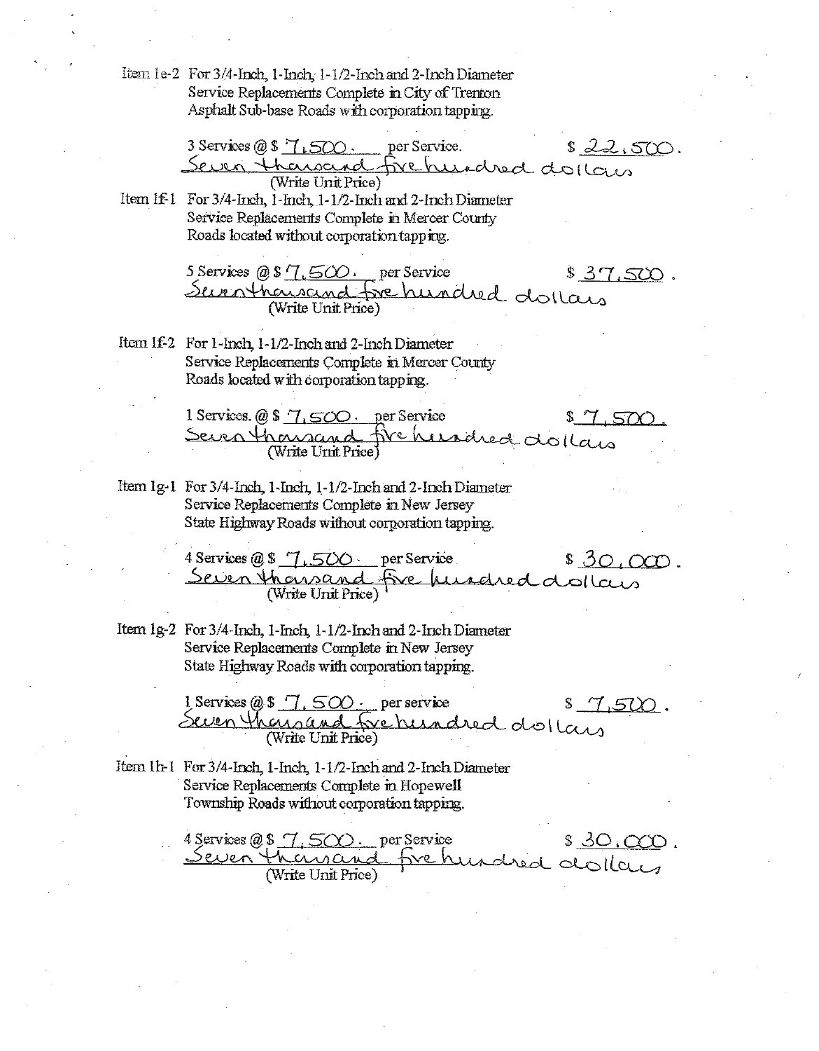Item 1e-2 For 3/4-Inch, 1-Inch, 1-1/2-Inch and 2-Inch Diameter Service Replacements Complete in City of Trenton Asphalt Sub-base Roads with corporation tapping.

3 Services @ $ 7,500. per Service. $ 22,500.

Seven thousand five hundred dollars
(Write Unit Price)

Item 1f-1 For 3/4-Inch, 1-Inch, 1-1/2-Inch and 2-Inch Diameter Service Replacements Complete in Mercer County Roads located without corporation tapping.

5 Services @ $ 7,500. per Service $ 37,500.

Seven thousand five hundred dollars
(Write Unit Price)

Item 1f-2 For 1-Inch, 1-1/2-Inch and 2-Inch Diameter Service Replacements Complete in Mercer County Roads located with corporation tapping.

1 Services. @ $ 7,500. per Service $ 7,500.

Seven thousand five hundred dollars
(Write Unit Price)

Item 1g-1 For 3/4-Inch, 1-Inch, 1-1/2-Inch and 2-Inch Diameter Service Replacements Complete in New Jersey State Highway Roads without corporation tapping.

4 Services @ $ 7,500. per Service $ 30,000.

Seven thousand five hundred dollars
(Write Unit Price)

Item 1g-2 For 3/4-Inch, 1-Inch, 1-1/2-Inch and 2-Inch Diameter Service Replacements Complete in New Jersey State Highway Roads with corporation tapping.

1 Services @ $ 7,500. per service $ 7,500.

Seven thousand five hundred dollars
(Write Unit Price)

Item 1h-1 For 3/4-Inch, 1-Inch, 1-1/2-Inch and 2-Inch Diameter Service Replacements Complete in Hopewell Township Roads without corporation tapping.

4 Services @ $ 7,500. per Service $ 30,000.

Seven thousand five hundred dollars
(Write Unit Price)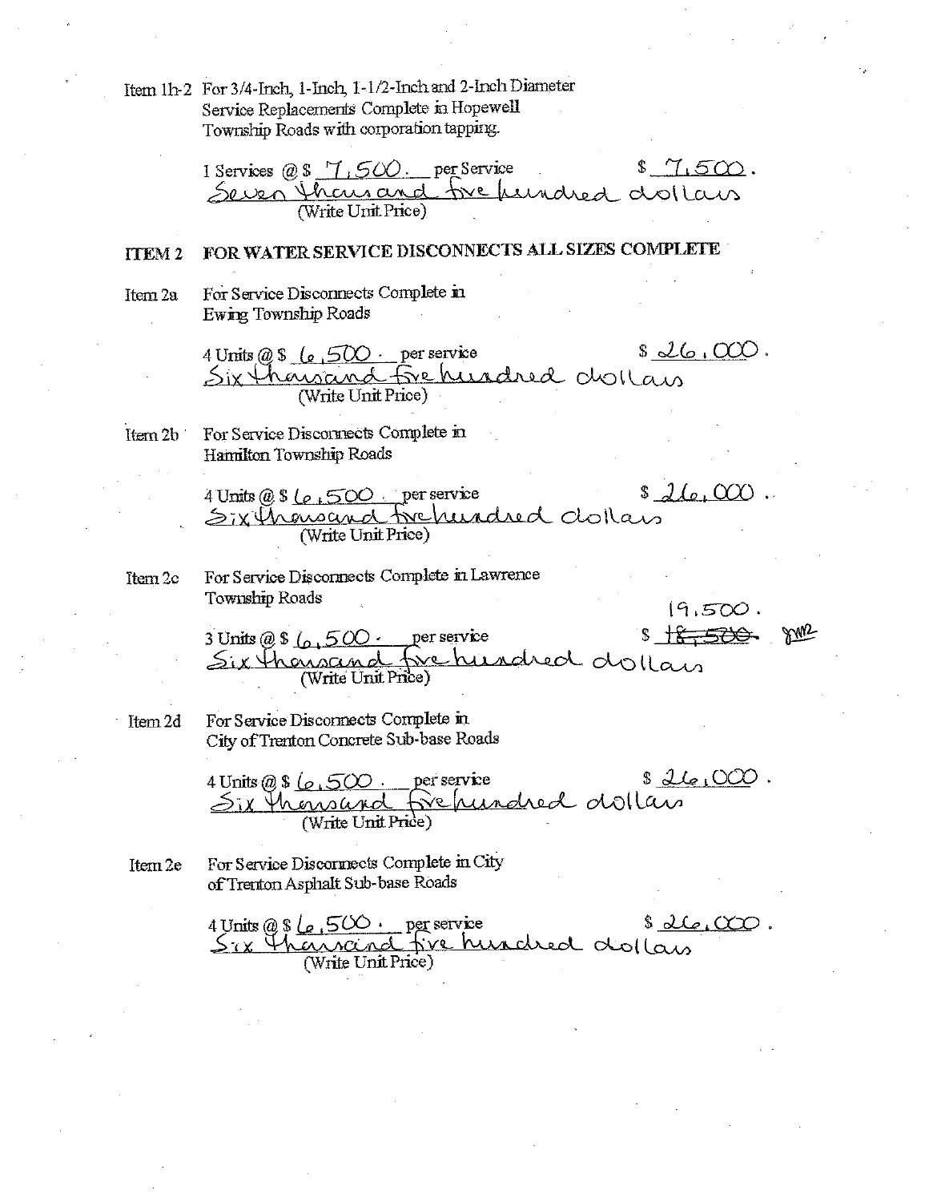Item 1h-2 For 3/4-Inch, 1-Inch, 1-1/2-Inch and 2-Inch Diameter Service Replacements Complete in Hopewell Township Roads with corporation tapping.

1 Services @ $ 7,500. per Service $ 7,500.
Seven thousand five hundred dollars
(Write Unit Price)

**ITEM 2 FOR WATER SERVICE DISCONNECTS ALL SIZES COMPLETE**

Item 2a For Service Disconnects Complete in Ewing Township Roads

4 Units @ $ 6,500. per service $ 26,000.
Six thousand five hundred dollars
(Write Unit Price)

Item 2b For Service Disconnects Complete in Hamilton Township Roads

4 Units @ $ 6,500. per service $ 26,000.
Six thousand five hundred dollars
(Write Unit Price)

Item 2c For Service Disconnects Complete in Lawrence Township Roads

3 Units @ $ 6,500. per service $ ~~18,500.~~ 19,500.
Six thousand five hundred dollars
(Write Unit Price)

Item 2d For Service Disconnects Complete in City of Trenton Concrete Sub-base Roads

4 Units @ $ 6,500. per service $ 26,000.
Six thousand five hundred dollars
(Write Unit Price)

Item 2e For Service Disconnects Complete in City of Trenton Asphalt Sub-base Roads

4 Units @ $ 6,500. per service $ 26,000.
Six thousand five hundred dollars
(Write Unit Price)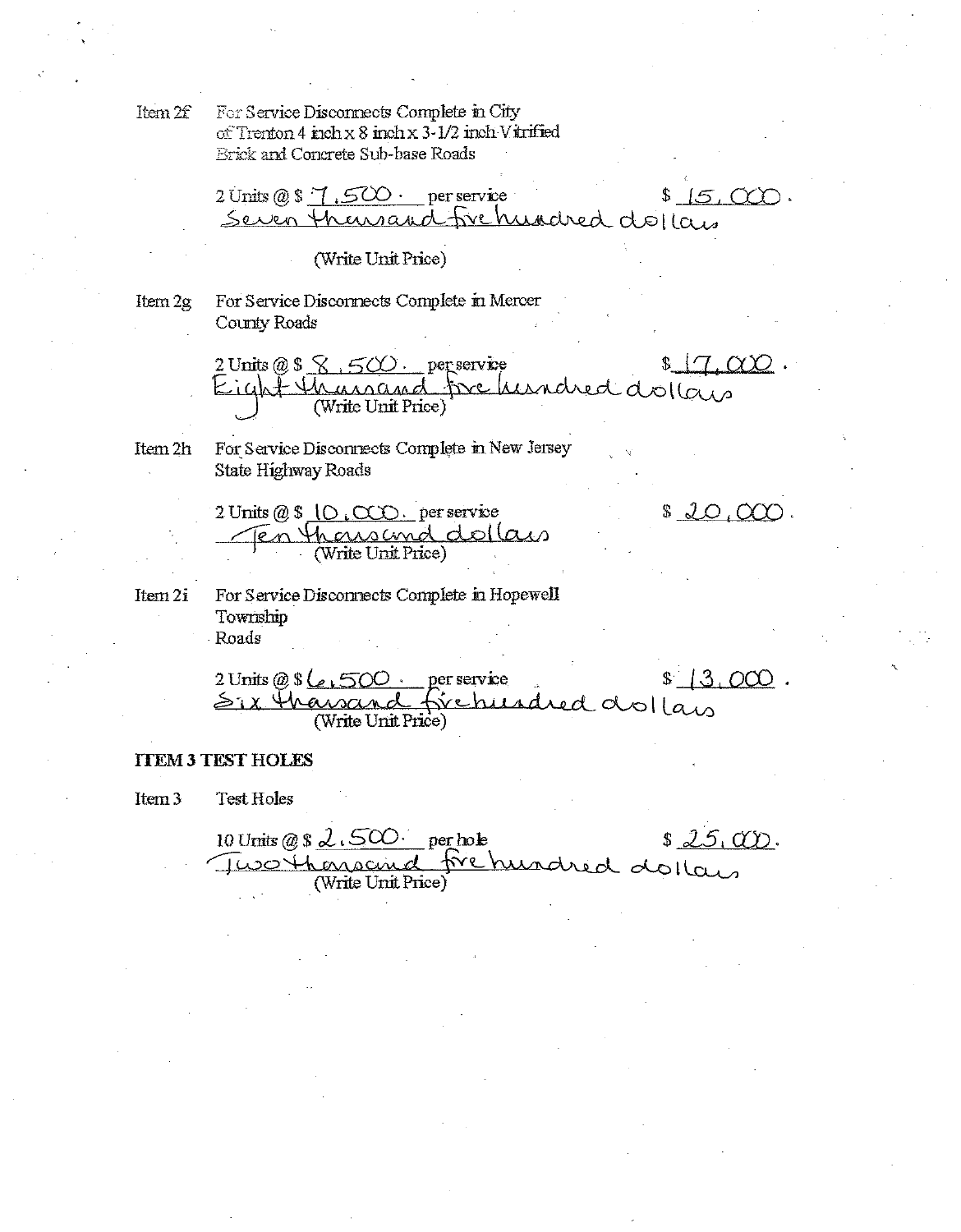Item 2f For Service Disconnects Complete in City of Trenton 4 inch x 8 inch x 3-1/2 inch Vitrified Brick and Concrete Sub-base Roads

2 Units @ $ 7,500. per service $ 15,000.

Seven thousand five hundred dollars

(Write Unit Price)

Item 2g For Service Disconnects Complete in Mercer County Roads

2 Units @ $ 8,500. per service $ 17,000.

Eight thousand five hundred dollars

(Write Unit Price)

Item 2h For Service Disconnects Complete in New Jersey State Highway Roads

2 Units @ $ 10,000. per service $ 20,000.

Ten thousand dollars

(Write Unit Price)

Item 2i For Service Disconnects Complete in Hopewell Township Roads

2 Units @ $ 6,500. per service $ 13,000.

Six thousand five hundred dollars

(Write Unit Price)

**ITEM 3 TEST HOLES**

Item 3 Test Holes

10 Units @ $ 2,500. per hole $ 25,000.

Two thousand five hundred dollars

(Write Unit Price)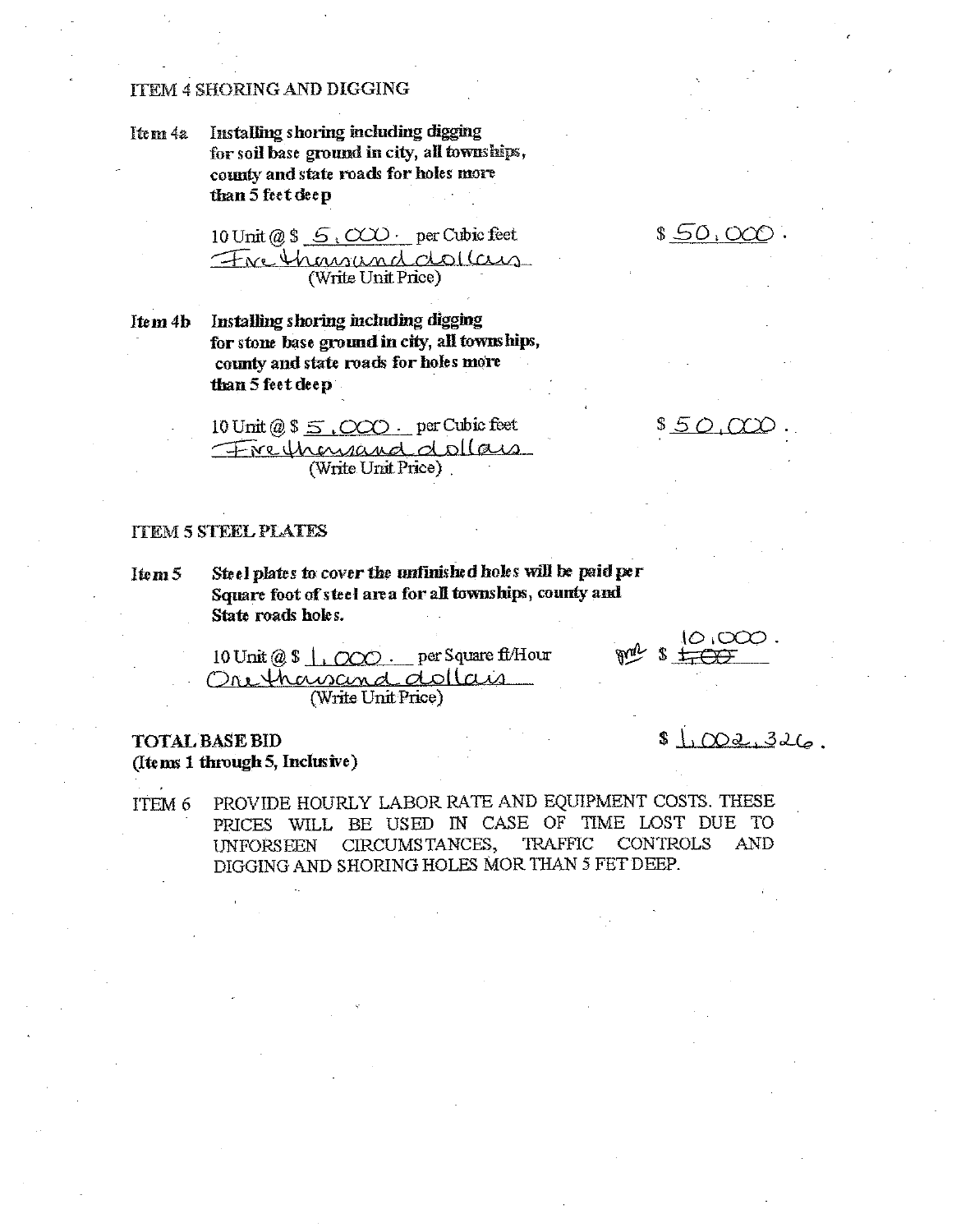ITEM 4 SHORING AND DIGGING

**Item 4a** **Installing shoring including digging for soil base ground in city, all townships, county and state roads for holes more than 5 feet deep**

10 Unit @ $ 5,000. per Cubic feet — $ 50,000.
Five thousand dollars
(Write Unit Price)

**Item 4b** **Installing shoring including digging for stone base ground in city, all townships, county and state roads for holes more than 5 feet deep**

10 Unit @ $ 5,000. per Cubic feet — $ 50,000.
Five thousand dollars
(Write Unit Price)

ITEM 5 STEEL PLATES

**Item 5** **Steel plates to cover the unfinished holes will be paid per Square foot of steel area for all townships, county and State roads holes.**

10 Unit @ $ 1,000. per Square ft/Hour — $ ~~1,00~~ 10,000.
One thousand dollars
(Write Unit Price)

**TOTAL BASE BID** — $ 1,002,326.
**(Items 1 through 5, Inclusive)**

ITEM 6 PROVIDE HOURLY LABOR RATE AND EQUIPMENT COSTS. THESE PRICES WILL BE USED IN CASE OF TIME LOST DUE TO UNFORSEEN CIRCUMSTANCES, TRAFFIC CONTROLS AND DIGGING AND SHORING HOLES MOR THAN 5 FET DEEP.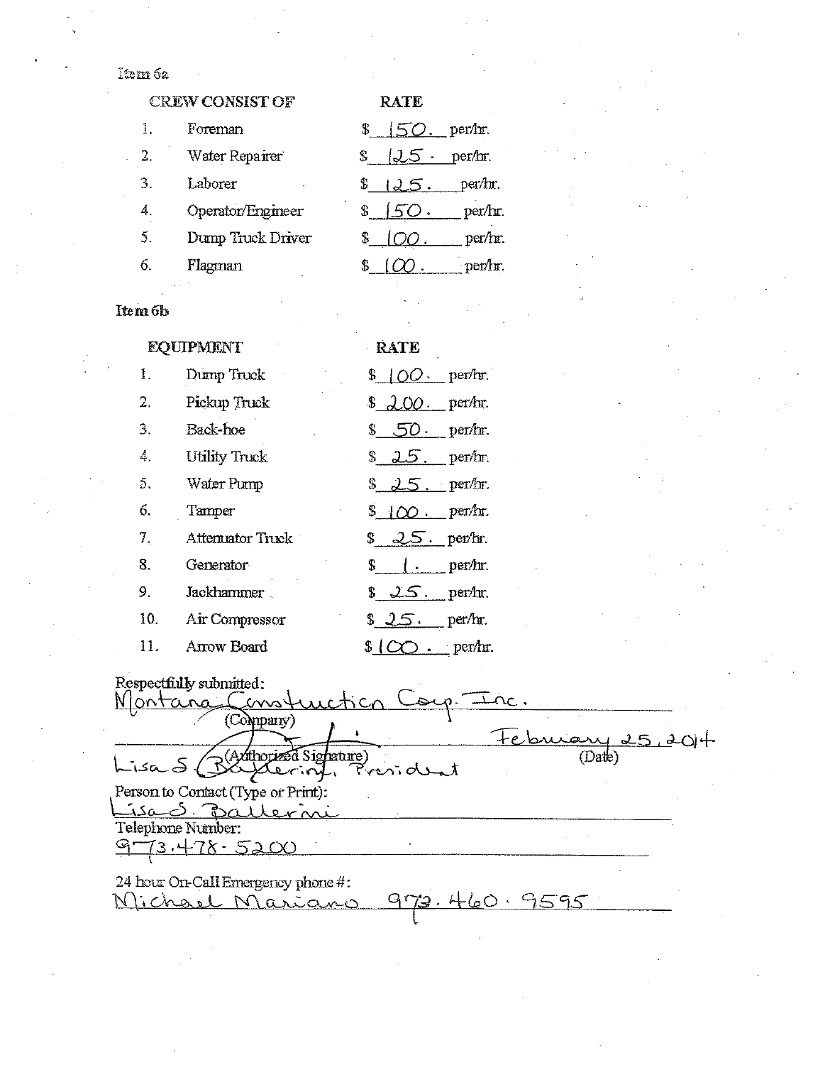Item 6a

| CREW CONSIST OF | | RATE |
| --- | --- | --- |
| 1. | Foreman | $ 150. per/hr. |
| 2. | Water Repairer | $ 125. per/hr. |
| 3. | Laborer | $ 125. per/hr. |
| 4. | Operator/Engineer | $ 150. per/hr. |
| 5. | Dump Truck Driver | $ 100. per/hr. |
| 6. | Flagman | $ 100. per/hr. |

Item 6b

| EQUIPMENT | | RATE |
| --- | --- | --- |
| 1. | Dump Truck | $ 100. per/hr. |
| 2. | Pickup Truck | $ 200. per/hr. |
| 3. | Back-hoe | $ 50. per/hr. |
| 4. | Utility Truck | $ 25. per/hr. |
| 5. | Water Pump | $ 25. per/hr. |
| 6. | Tamper | $ 100. per/hr. |
| 7. | Attenuator Truck | $ 25. per/hr. |
| 8. | Generator | $ 1. per/hr. |
| 9. | Jackhammer | $ 25. per/hr. |
| 10. | Air Compressor | $ 25. per/hr. |
| 11. | Arrow Board | $ 100. per/hr. |

Respectfully submitted:

Montana Construction Corp. Inc.
(Company)

Lisa S. Ballerini, President — February 25, 2014
(Authorized Signature) (Date)

Person to Contact (Type or Print):
Lisa S. Ballerini

Telephone Number:
973.478-5200

24 hour On-Call Emergency phone #:
Michael Mariano 973.460.9595